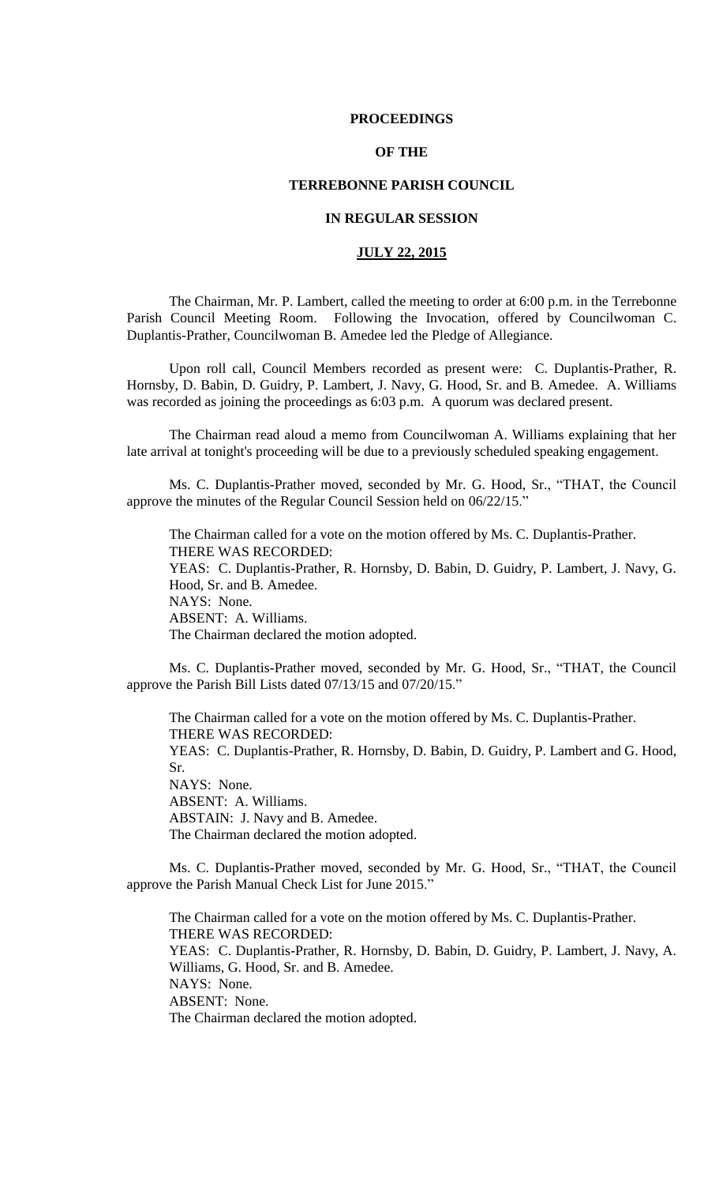**PROCEEDINGS**

**OF THE**

**TERREBONNE PARISH COUNCIL**

**IN REGULAR SESSION**

**<u>JULY 22, 2015</u>**

The Chairman, Mr. P. Lambert, called the meeting to order at 6:00 p.m. in the Terrebonne Parish Council Meeting Room. Following the Invocation, offered by Councilwoman C. Duplantis-Prather, Councilwoman B. Amedee led the Pledge of Allegiance.

Upon roll call, Council Members recorded as present were: C. Duplantis-Prather, R. Hornsby, D. Babin, D. Guidry, P. Lambert, J. Navy, G. Hood, Sr. and B. Amedee. A. Williams was recorded as joining the proceedings as 6:03 p.m. A quorum was declared present.

The Chairman read aloud a memo from Councilwoman A. Williams explaining that her late arrival at tonight's proceeding will be due to a previously scheduled speaking engagement.

Ms. C. Duplantis-Prather moved, seconded by Mr. G. Hood, Sr., "THAT, the Council approve the minutes of the Regular Council Session held on 06/22/15."

The Chairman called for a vote on the motion offered by Ms. C. Duplantis-Prather.
THERE WAS RECORDED:
YEAS: C. Duplantis-Prather, R. Hornsby, D. Babin, D. Guidry, P. Lambert, J. Navy, G. Hood, Sr. and B. Amedee.
NAYS: None.
ABSENT: A. Williams.
The Chairman declared the motion adopted.

Ms. C. Duplantis-Prather moved, seconded by Mr. G. Hood, Sr., "THAT, the Council approve the Parish Bill Lists dated 07/13/15 and 07/20/15."

The Chairman called for a vote on the motion offered by Ms. C. Duplantis-Prather.
THERE WAS RECORDED:
YEAS: C. Duplantis-Prather, R. Hornsby, D. Babin, D. Guidry, P. Lambert and G. Hood, Sr.
NAYS: None.
ABSENT: A. Williams.
ABSTAIN: J. Navy and B. Amedee.
The Chairman declared the motion adopted.

Ms. C. Duplantis-Prather moved, seconded by Mr. G. Hood, Sr., "THAT, the Council approve the Parish Manual Check List for June 2015."

The Chairman called for a vote on the motion offered by Ms. C. Duplantis-Prather.
THERE WAS RECORDED:
YEAS: C. Duplantis-Prather, R. Hornsby, D. Babin, D. Guidry, P. Lambert, J. Navy, A. Williams, G. Hood, Sr. and B. Amedee.
NAYS: None.
ABSENT: None.
The Chairman declared the motion adopted.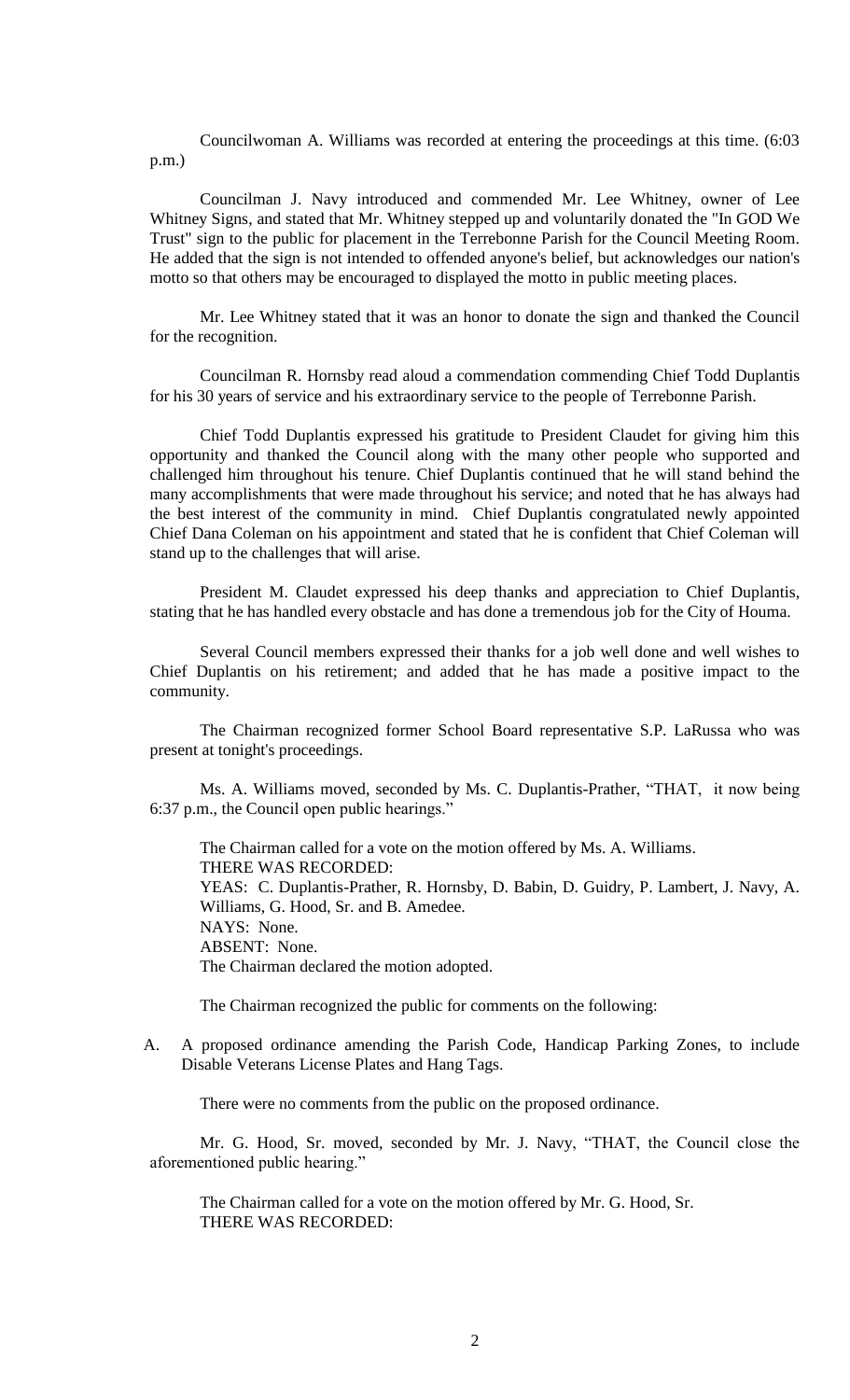Councilwoman A. Williams was recorded at entering the proceedings at this time. (6:03 p.m.)

Councilman J. Navy introduced and commended Mr. Lee Whitney, owner of Lee Whitney Signs, and stated that Mr. Whitney stepped up and voluntarily donated the "In GOD We Trust" sign to the public for placement in the Terrebonne Parish for the Council Meeting Room. He added that the sign is not intended to offended anyone's belief, but acknowledges our nation's motto so that others may be encouraged to displayed the motto in public meeting places.

Mr. Lee Whitney stated that it was an honor to donate the sign and thanked the Council for the recognition.

Councilman R. Hornsby read aloud a commendation commending Chief Todd Duplantis for his 30 years of service and his extraordinary service to the people of Terrebonne Parish.

Chief Todd Duplantis expressed his gratitude to President Claudet for giving him this opportunity and thanked the Council along with the many other people who supported and challenged him throughout his tenure. Chief Duplantis continued that he will stand behind the many accomplishments that were made throughout his service; and noted that he has always had the best interest of the community in mind. Chief Duplantis congratulated newly appointed Chief Dana Coleman on his appointment and stated that he is confident that Chief Coleman will stand up to the challenges that will arise.

President M. Claudet expressed his deep thanks and appreciation to Chief Duplantis, stating that he has handled every obstacle and has done a tremendous job for the City of Houma.

Several Council members expressed their thanks for a job well done and well wishes to Chief Duplantis on his retirement; and added that he has made a positive impact to the community.

The Chairman recognized former School Board representative S.P. LaRussa who was present at tonight's proceedings.

Ms. A. Williams moved, seconded by Ms. C. Duplantis-Prather, "THAT, it now being 6:37 p.m., the Council open public hearings."

The Chairman called for a vote on the motion offered by Ms. A. Williams.
THERE WAS RECORDED:
YEAS: C. Duplantis-Prather, R. Hornsby, D. Babin, D. Guidry, P. Lambert, J. Navy, A. Williams, G. Hood, Sr. and B. Amedee.
NAYS: None.
ABSENT: None.
The Chairman declared the motion adopted.

The Chairman recognized the public for comments on the following:

A. A proposed ordinance amending the Parish Code, Handicap Parking Zones, to include Disable Veterans License Plates and Hang Tags.

There were no comments from the public on the proposed ordinance.

Mr. G. Hood, Sr. moved, seconded by Mr. J. Navy, "THAT, the Council close the aforementioned public hearing."

The Chairman called for a vote on the motion offered by Mr. G. Hood, Sr.
THERE WAS RECORDED: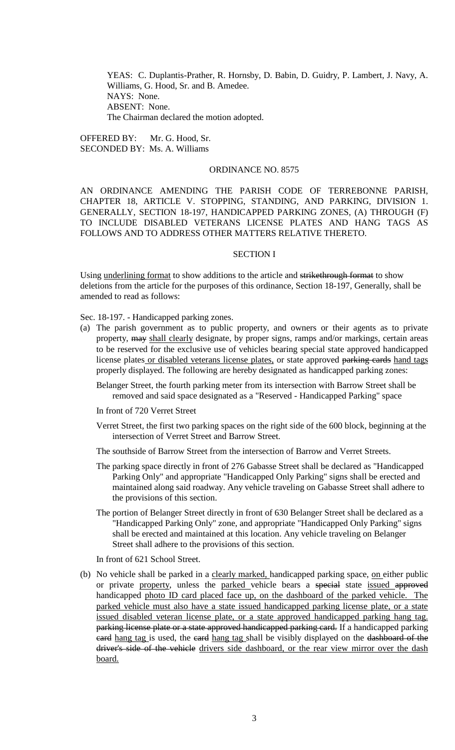YEAS: C. Duplantis-Prather, R. Hornsby, D. Babin, D. Guidry, P. Lambert, J. Navy, A. Williams, G. Hood, Sr. and B. Amedee.
NAYS: None.
ABSENT: None.
The Chairman declared the motion adopted.

OFFERED BY: Mr. G. Hood, Sr.
SECONDED BY: Ms. A. Williams

## ORDINANCE NO. 8575

AN ORDINANCE AMENDING THE PARISH CODE OF TERREBONNE PARISH, CHAPTER 18, ARTICLE V. STOPPING, STANDING, AND PARKING, DIVISION 1. GENERALLY, SECTION 18-197, HANDICAPPED PARKING ZONES, (A) THROUGH (F) TO INCLUDE DISABLED VETERANS LICENSE PLATES AND HANG TAGS AS FOLLOWS AND TO ADDRESS OTHER MATTERS RELATIVE THERETO.

### SECTION I

Using <u>underlining format</u> to show additions to the article and ~~strikethrough format~~ to show deletions from the article for the purposes of this ordinance, Section 18-197, Generally, shall be amended to read as follows:

Sec. 18-197. - Handicapped parking zones.

(a) The parish government as to public property, and owners or their agents as to private property, ~~may~~ <u>shall clearly</u> designate, by proper signs, ramps and/or markings, certain areas to be reserved for the exclusive use of vehicles bearing special state approved handicapped license plates<u> or disabled veterans license plates,</u> or state approved ~~parking cards~~ <u>hand tags</u> properly displayed. The following are hereby designated as handicapped parking zones:

Belanger Street, the fourth parking meter from its intersection with Barrow Street shall be removed and said space designated as a "Reserved - Handicapped Parking" space

In front of 720 Verret Street

Verret Street, the first two parking spaces on the right side of the 600 block, beginning at the intersection of Verret Street and Barrow Street.

The southside of Barrow Street from the intersection of Barrow and Verret Streets.

The parking space directly in front of 276 Gabasse Street shall be declared as "Handicapped Parking Only" and appropriate "Handicapped Only Parking" signs shall be erected and maintained along said roadway. Any vehicle traveling on Gabasse Street shall adhere to the provisions of this section.

The portion of Belanger Street directly in front of 630 Belanger Street shall be declared as a "Handicapped Parking Only" zone, and appropriate "Handicapped Only Parking" signs shall be erected and maintained at this location. Any vehicle traveling on Belanger Street shall adhere to the provisions of this section.

In front of 621 School Street.

(b) No vehicle shall be parked in a <u>clearly marked,</u> handicapped parking space, <u>on</u> either public or private <u>property</u>, unless the <u>parked</u> vehicle bears a ~~special~~ state <u>issued</u> ~~approved~~ handicapped <u>photo ID card placed face up, on the dashboard of the parked vehicle. The parked vehicle must also have a state issued handicapped parking license plate, or a state issued disabled veteran license plate, or a state approved handicapped parking hang tag.</u> ~~parking license plate or a state approved handicapped parking card.~~ If a handicapped parking ~~card~~ <u>hang tag</u> is used, the ~~card~~ <u>hang tag</u> shall be visibly displayed on the ~~dashboard of the driver's side of the vehicle~~ <u>drivers side dashboard, or the rear view mirror over the dash board.</u>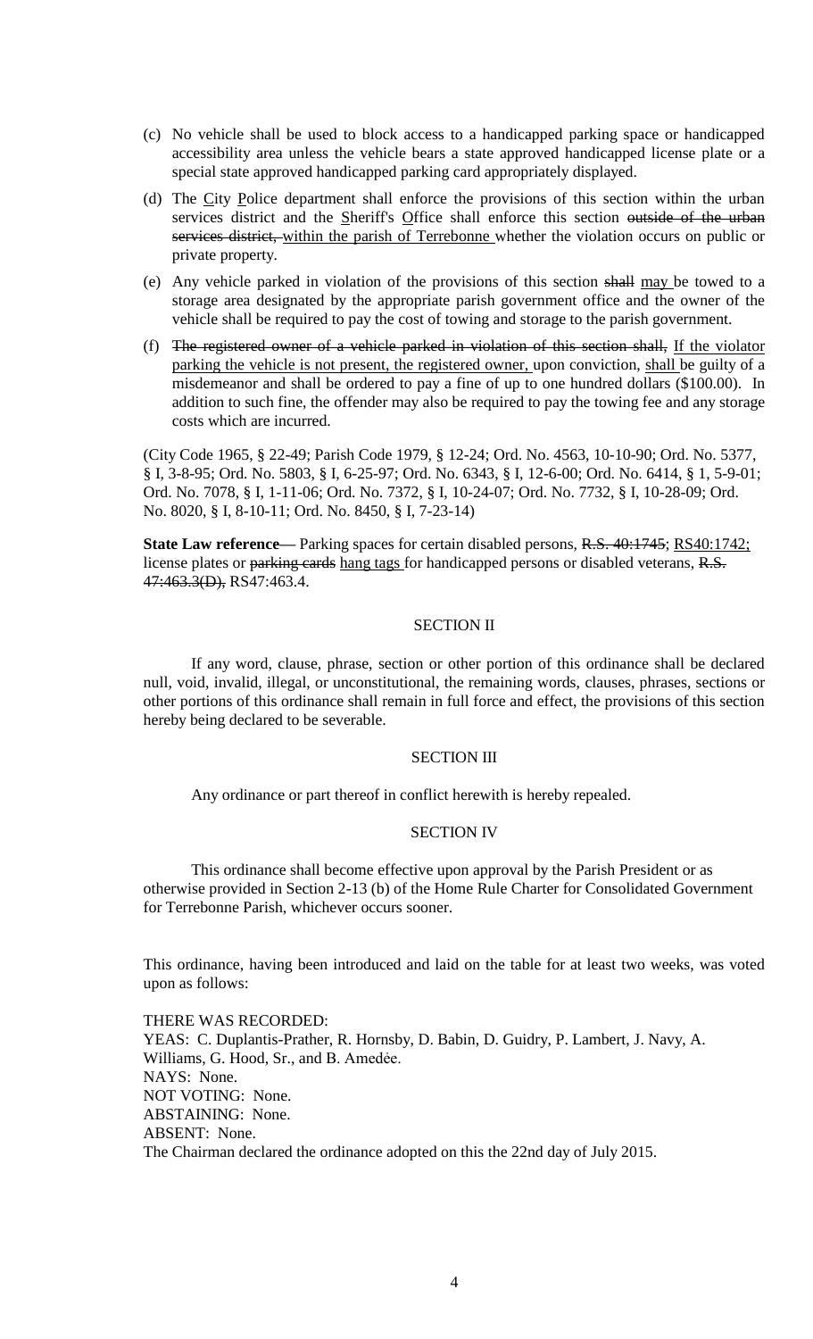(c) No vehicle shall be used to block access to a handicapped parking space or handicapped accessibility area unless the vehicle bears a state approved handicapped license plate or a special state approved handicapped parking card appropriately displayed.

(d) The <u>C</u>ity <u>P</u>olice department shall enforce the provisions of this section within the urban services district and the <u>S</u>heriff's <u>O</u>ffice shall enforce this section ~~outside of the urban services district,~~ <u>within the parish of Terrebonne</u> whether the violation occurs on public or private property.

(e) Any vehicle parked in violation of the provisions of this section ~~shall~~ <u>may</u> be towed to a storage area designated by the appropriate parish government office and the owner of the vehicle shall be required to pay the cost of towing and storage to the parish government.

(f) ~~The registered owner of a vehicle parked in violation of this section shall,~~ <u>If the violator parking the vehicle is not present, the registered owner,</u> upon conviction, <u>shall</u> be guilty of a misdemeanor and shall be ordered to pay a fine of up to one hundred dollars ($100.00). In addition to such fine, the offender may also be required to pay the towing fee and any storage costs which are incurred.

(City Code 1965, § 22-49; Parish Code 1979, § 12-24; Ord. No. 4563, 10-10-90; Ord. No. 5377, § I, 3-8-95; Ord. No. 5803, § I, 6-25-97; Ord. No. 6343, § I, 12-6-00; Ord. No. 6414, § 1, 5-9-01; Ord. No. 7078, § I, 1-11-06; Ord. No. 7372, § I, 10-24-07; Ord. No. 7732, § I, 10-28-09; Ord. No. 8020, § I, 8-10-11; Ord. No. 8450, § I, 7-23-14)

**State Law reference**— Parking spaces for certain disabled persons, ~~R.S. 40:1745~~; <u>RS40:1742;</u> license plates or ~~parking cards~~ <u>hang tags</u> for handicapped persons or disabled veterans, ~~R.S. 47:463.3(D),~~ RS47:463.4.

SECTION II

If any word, clause, phrase, section or other portion of this ordinance shall be declared null, void, invalid, illegal, or unconstitutional, the remaining words, clauses, phrases, sections or other portions of this ordinance shall remain in full force and effect, the provisions of this section hereby being declared to be severable.

SECTION III

Any ordinance or part thereof in conflict herewith is hereby repealed.

SECTION IV

This ordinance shall become effective upon approval by the Parish President or as otherwise provided in Section 2-13 (b) of the Home Rule Charter for Consolidated Government for Terrebonne Parish, whichever occurs sooner.

This ordinance, having been introduced and laid on the table for at least two weeks, was voted upon as follows:

THERE WAS RECORDED:
YEAS: C. Duplantis-Prather, R. Hornsby, D. Babin, D. Guidry, P. Lambert, J. Navy, A. Williams, G. Hood, Sr., and B. Amedée.
NAYS: None.
NOT VOTING: None.
ABSTAINING: None.
ABSENT: None.
The Chairman declared the ordinance adopted on this the 22nd day of July 2015.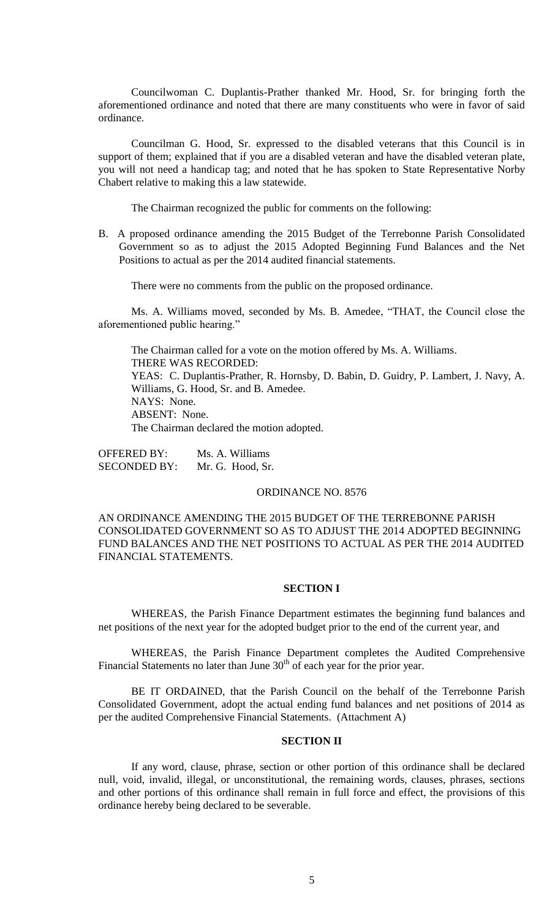Councilwoman C. Duplantis-Prather thanked Mr. Hood, Sr. for bringing forth the aforementioned ordinance and noted that there are many constituents who were in favor of said ordinance.

Councilman G. Hood, Sr. expressed to the disabled veterans that this Council is in support of them; explained that if you are a disabled veteran and have the disabled veteran plate, you will not need a handicap tag; and noted that he has spoken to State Representative Norby Chabert relative to making this a law statewide.

The Chairman recognized the public for comments on the following:

B. A proposed ordinance amending the 2015 Budget of the Terrebonne Parish Consolidated Government so as to adjust the 2015 Adopted Beginning Fund Balances and the Net Positions to actual as per the 2014 audited financial statements.

There were no comments from the public on the proposed ordinance.

Ms. A. Williams moved, seconded by Ms. B. Amedee, "THAT, the Council close the aforementioned public hearing."

The Chairman called for a vote on the motion offered by Ms. A. Williams.
THERE WAS RECORDED:
YEAS: C. Duplantis-Prather, R. Hornsby, D. Babin, D. Guidry, P. Lambert, J. Navy, A. Williams, G. Hood, Sr. and B. Amedee.
NAYS: None.
ABSENT: None.
The Chairman declared the motion adopted.

OFFERED BY: Ms. A. Williams
SECONDED BY: Mr. G. Hood, Sr.

ORDINANCE NO. 8576

AN ORDINANCE AMENDING THE 2015 BUDGET OF THE TERREBONNE PARISH CONSOLIDATED GOVERNMENT SO AS TO ADJUST THE 2014 ADOPTED BEGINNING FUND BALANCES AND THE NET POSITIONS TO ACTUAL AS PER THE 2014 AUDITED FINANCIAL STATEMENTS.

**SECTION I**

WHEREAS, the Parish Finance Department estimates the beginning fund balances and net positions of the next year for the adopted budget prior to the end of the current year, and

WHEREAS, the Parish Finance Department completes the Audited Comprehensive Financial Statements no later than June 30th of each year for the prior year.

BE IT ORDAINED, that the Parish Council on the behalf of the Terrebonne Parish Consolidated Government, adopt the actual ending fund balances and net positions of 2014 as per the audited Comprehensive Financial Statements. (Attachment A)

**SECTION II**

If any word, clause, phrase, section or other portion of this ordinance shall be declared null, void, invalid, illegal, or unconstitutional, the remaining words, clauses, phrases, sections and other portions of this ordinance shall remain in full force and effect, the provisions of this ordinance hereby being declared to be severable.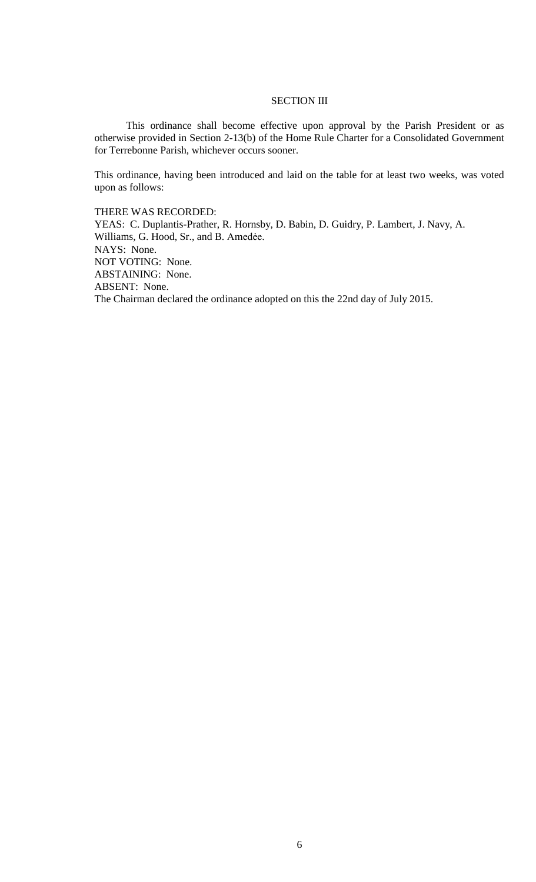## SECTION III

This ordinance shall become effective upon approval by the Parish President or as otherwise provided in Section 2-13(b) of the Home Rule Charter for a Consolidated Government for Terrebonne Parish, whichever occurs sooner.

This ordinance, having been introduced and laid on the table for at least two weeks, was voted upon as follows:

THERE WAS RECORDED:
YEAS: C. Duplantis-Prather, R. Hornsby, D. Babin, D. Guidry, P. Lambert, J. Navy, A. Williams, G. Hood, Sr., and B. Amedėe.
NAYS: None.
NOT VOTING: None.
ABSTAINING: None.
ABSENT: None.
The Chairman declared the ordinance adopted on this the 22nd day of July 2015.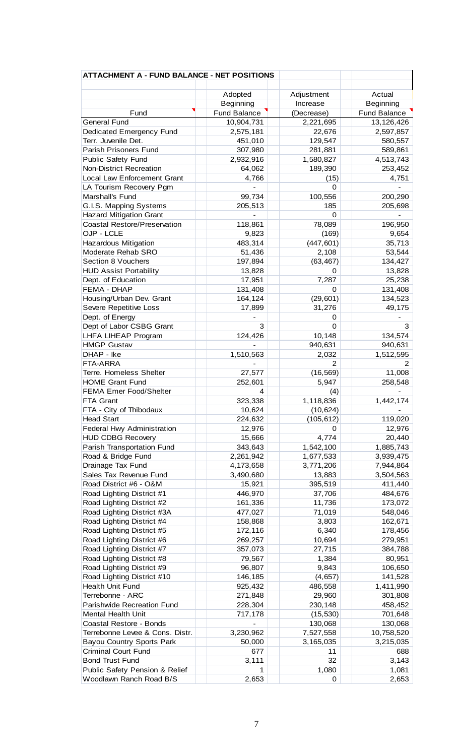**ATTACHMENT A - FUND BALANCE - NET POSITIONS**

| Fund | Adopted Beginning Fund Balance | Adjustment Increase (Decrease) | Actual Beginning Fund Balance |
|---|---|---|---|
| General Fund | 10,904,731 | 2,221,695 | 13,126,426 |
| Dedicated Emergency Fund | 2,575,181 | 22,676 | 2,597,857 |
| Terr. Juvenile Det. | 451,010 | 129,547 | 580,557 |
| Parish Prisoners Fund | 307,980 | 281,881 | 589,861 |
| Public Safety Fund | 2,932,916 | 1,580,827 | 4,513,743 |
| Non-District Recreation | 64,062 | 189,390 | 253,452 |
| Local Law Enforcement Grant | 4,766 | (15) | 4,751 |
| LA Tourism Recovery Pgm | - | 0 | - |
| Marshall's Fund | 99,734 | 100,556 | 200,290 |
| G.I.S. Mapping Systems | 205,513 | 185 | 205,698 |
| Hazard Mitigation Grant | - | 0 | - |
| Coastal Restore/Preservation | 118,861 | 78,089 | 196,950 |
| OJP - LCLE | 9,823 | (169) | 9,654 |
| Hazardous Mitigation | 483,314 | (447,601) | 35,713 |
| Moderate Rehab SRO | 51,436 | 2,108 | 53,544 |
| Section 8 Vouchers | 197,894 | (63,467) | 134,427 |
| HUD Assist Portability | 13,828 | 0 | 13,828 |
| Dept. of Education | 17,951 | 7,287 | 25,238 |
| FEMA - DHAP | 131,408 | 0 | 131,408 |
| Housing/Urban Dev. Grant | 164,124 | (29,601) | 134,523 |
| Severe Repetitive Loss | 17,899 | 31,276 | 49,175 |
| Dept. of Energy | - | 0 | - |
| Dept of Labor CSBG Grant | 3 | 0 | 3 |
| LHFA LIHEAP Program | 124,426 | 10,148 | 134,574 |
| HMGP Gustav | - | 940,631 | 940,631 |
| DHAP - Ike | 1,510,563 | 2,032 | 1,512,595 |
| FTA-ARRA | - | 2 | 2 |
| Terre. Homeless Shelter | 27,577 | (16,569) | 11,008 |
| HOME Grant Fund | 252,601 | 5,947 | 258,548 |
| FEMA Emer Food/Shelter | 4 | (4) | - |
| FTA Grant | 323,338 | 1,118,836 | 1,442,174 |
| FTA - City of Thibodaux | 10,624 | (10,624) | - |
| Head Start | 224,632 | (105,612) | 119,020 |
| Federal Hwy Administration | 12,976 | 0 | 12,976 |
| HUD CDBG Recovery | 15,666 | 4,774 | 20,440 |
| Parish Transportation Fund | 343,643 | 1,542,100 | 1,885,743 |
| Road & Bridge Fund | 2,261,942 | 1,677,533 | 3,939,475 |
| Drainage Tax Fund | 4,173,658 | 3,771,206 | 7,944,864 |
| Sales Tax Revenue Fund | 3,490,680 | 13,883 | 3,504,563 |
| Road District #6 - O&M | 15,921 | 395,519 | 411,440 |
| Road Lighting District #1 | 446,970 | 37,706 | 484,676 |
| Road Lighting District #2 | 161,336 | 11,736 | 173,072 |
| Road Lighting District #3A | 477,027 | 71,019 | 548,046 |
| Road Lighting District #4 | 158,868 | 3,803 | 162,671 |
| Road Lighting District #5 | 172,116 | 6,340 | 178,456 |
| Road Lighting District #6 | 269,257 | 10,694 | 279,951 |
| Road Lighting District #7 | 357,073 | 27,715 | 384,788 |
| Road Lighting District #8 | 79,567 | 1,384 | 80,951 |
| Road Lighting District #9 | 96,807 | 9,843 | 106,650 |
| Road Lighting District #10 | 146,185 | (4,657) | 141,528 |
| Health Unit Fund | 925,432 | 486,558 | 1,411,990 |
| Terrebonne - ARC | 271,848 | 29,960 | 301,808 |
| Parishwide Recreation Fund | 228,304 | 230,148 | 458,452 |
| Mental Health Unit | 717,178 | (15,530) | 701,648 |
| Coastal Restore - Bonds | - | 130,068 | 130,068 |
| Terrebonne Levee & Cons. Distr. | 3,230,962 | 7,527,558 | 10,758,520 |
| Bayou Country Sports Park | 50,000 | 3,165,035 | 3,215,035 |
| Criminal Court Fund | 677 | 11 | 688 |
| Bond Trust Fund | 3,111 | 32 | 3,143 |
| Public Safety Pension & Relief | 1 | 1,080 | 1,081 |
| Woodlawn Ranch Road B/S | 2,653 | 0 | 2,653 |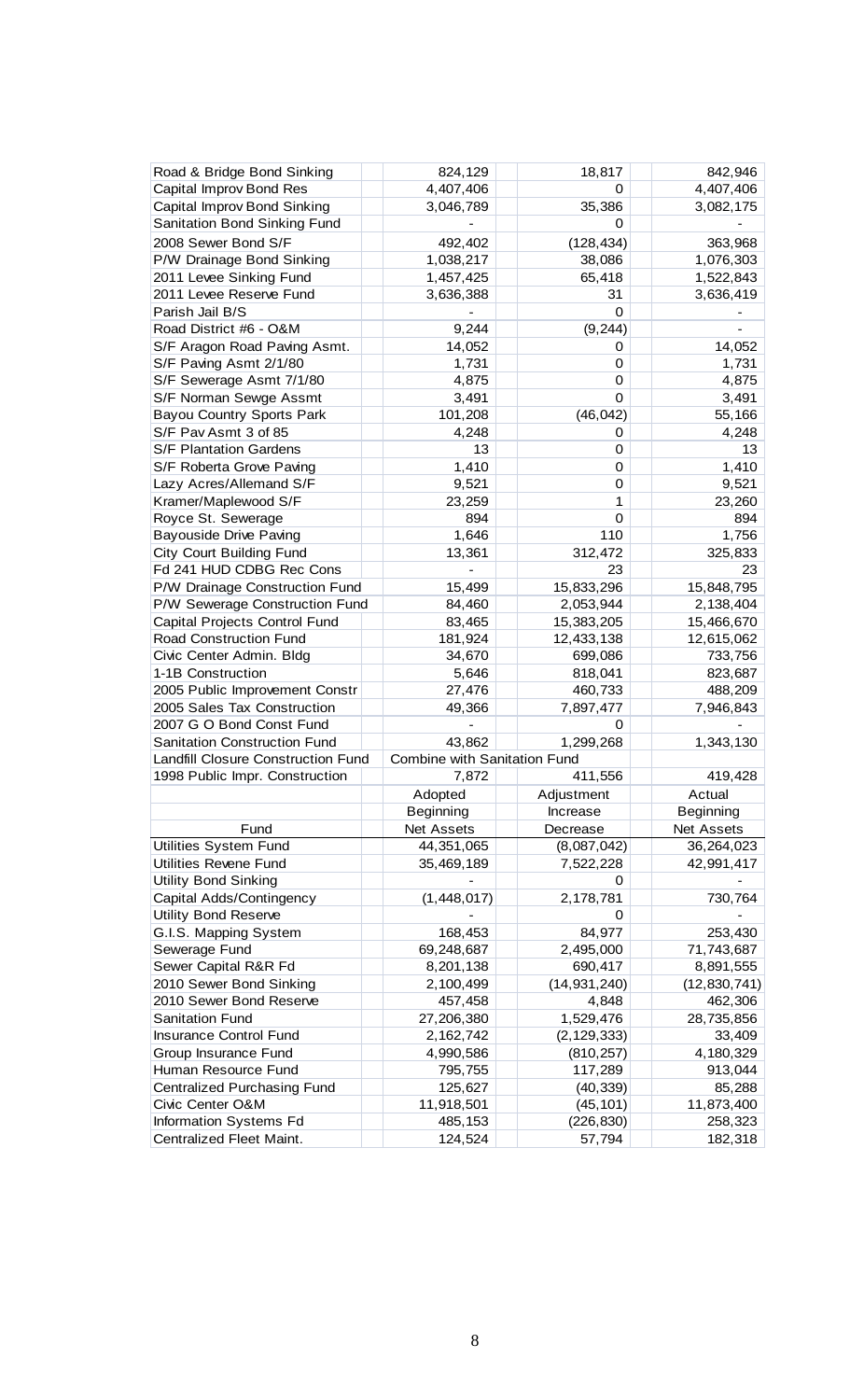| Fund | Adopted Beginning Net Assets | Adjustment Increase Decrease | Actual Beginning Net Assets |
|---|---|---|---|
| Road & Bridge Bond Sinking | 824,129 | 18,817 | 842,946 |
| Capital Improv Bond Res | 4,407,406 | 0 | 4,407,406 |
| Capital Improv Bond Sinking | 3,046,789 | 35,386 | 3,082,175 |
| Sanitation Bond Sinking Fund | - | 0 | - |
| 2008 Sewer Bond S/F | 492,402 | (128,434) | 363,968 |
| P/W Drainage Bond Sinking | 1,038,217 | 38,086 | 1,076,303 |
| 2011 Levee Sinking Fund | 1,457,425 | 65,418 | 1,522,843 |
| 2011 Levee Reserve Fund | 3,636,388 | 31 | 3,636,419 |
| Parish Jail B/S | - | 0 | - |
| Road District #6 - O&M | 9,244 | (9,244) | - |
| S/F Aragon Road Paving Asmt. | 14,052 | 0 | 14,052 |
| S/F Paving Asmt 2/1/80 | 1,731 | 0 | 1,731 |
| S/F Sewerage Asmt 7/1/80 | 4,875 | 0 | 4,875 |
| S/F Norman Sewge Assmt | 3,491 | 0 | 3,491 |
| Bayou Country Sports Park | 101,208 | (46,042) | 55,166 |
| S/F Pav Asmt 3 of 85 | 4,248 | 0 | 4,248 |
| S/F Plantation Gardens | 13 | 0 | 13 |
| S/F Roberta Grove Paving | 1,410 | 0 | 1,410 |
| Lazy Acres/Allemand S/F | 9,521 | 0 | 9,521 |
| Kramer/Maplewood S/F | 23,259 | 1 | 23,260 |
| Royce St. Sewerage | 894 | 0 | 894 |
| Bayouside Drive Paving | 1,646 | 110 | 1,756 |
| City Court Building Fund | 13,361 | 312,472 | 325,833 |
| Fd 241 HUD CDBG Rec Cons | - | 23 | 23 |
| P/W Drainage Construction Fund | 15,499 | 15,833,296 | 15,848,795 |
| P/W Sewerage Construction Fund | 84,460 | 2,053,944 | 2,138,404 |
| Capital Projects Control Fund | 83,465 | 15,383,205 | 15,466,670 |
| Road Construction Fund | 181,924 | 12,433,138 | 12,615,062 |
| Civic Center Admin. Bldg | 34,670 | 699,086 | 733,756 |
| 1-1B Construction | 5,646 | 818,041 | 823,687 |
| 2005 Public Improvement Constr | 27,476 | 460,733 | 488,209 |
| 2005 Sales Tax Construction | 49,366 | 7,897,477 | 7,946,843 |
| 2007 G O Bond Const Fund | - | 0 | - |
| Sanitation Construction Fund | 43,862 | 1,299,268 | 1,343,130 |
| Landfill Closure Construction Fund | Combine with Sanitation Fund | | |
| 1998 Public Impr. Construction | 7,872 | 411,556 | 419,428 |

| Fund | Adopted Beginning Net Assets | Adjustment Increase Decrease | Actual Beginning Net Assets |
|---|---|---|---|
| Utilities System Fund | 44,351,065 | (8,087,042) | 36,264,023 |
| Utilities Revene Fund | 35,469,189 | 7,522,228 | 42,991,417 |
| Utility Bond Sinking | - | 0 | - |
| Capital Adds/Contingency | (1,448,017) | 2,178,781 | 730,764 |
| Utility Bond Reserve | - | 0 | - |
| G.I.S. Mapping System | 168,453 | 84,977 | 253,430 |
| Sewerage Fund | 69,248,687 | 2,495,000 | 71,743,687 |
| Sewer Capital R&R Fd | 8,201,138 | 690,417 | 8,891,555 |
| 2010 Sewer Bond Sinking | 2,100,499 | (14,931,240) | (12,830,741) |
| 2010 Sewer Bond Reserve | 457,458 | 4,848 | 462,306 |
| Sanitation Fund | 27,206,380 | 1,529,476 | 28,735,856 |
| Insurance Control Fund | 2,162,742 | (2,129,333) | 33,409 |
| Group Insurance Fund | 4,990,586 | (810,257) | 4,180,329 |
| Human Resource Fund | 795,755 | 117,289 | 913,044 |
| Centralized Purchasing Fund | 125,627 | (40,339) | 85,288 |
| Civic Center O&M | 11,918,501 | (45,101) | 11,873,400 |
| Information Systems Fd | 485,153 | (226,830) | 258,323 |
| Centralized Fleet Maint. | 124,524 | 57,794 | 182,318 |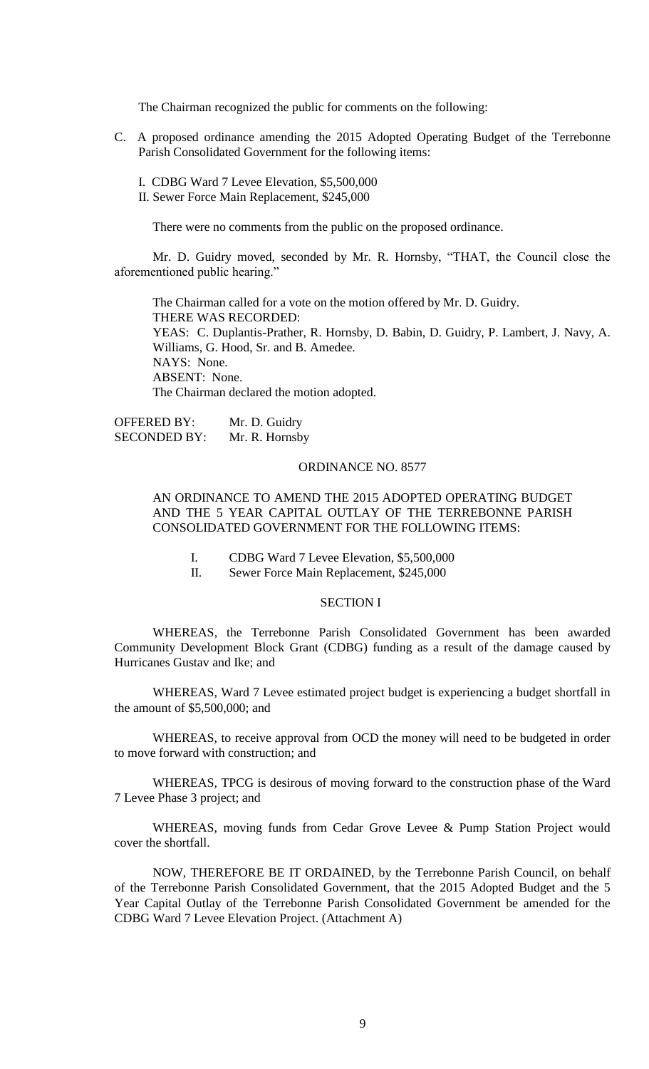The Chairman recognized the public for comments on the following:

C. A proposed ordinance amending the 2015 Adopted Operating Budget of the Terrebonne Parish Consolidated Government for the following items:

   I. CDBG Ward 7 Levee Elevation, $5,500,000
   II. Sewer Force Main Replacement, $245,000

There were no comments from the public on the proposed ordinance.

Mr. D. Guidry moved, seconded by Mr. R. Hornsby, "THAT, the Council close the aforementioned public hearing."

The Chairman called for a vote on the motion offered by Mr. D. Guidry.
THERE WAS RECORDED:
YEAS: C. Duplantis-Prather, R. Hornsby, D. Babin, D. Guidry, P. Lambert, J. Navy, A. Williams, G. Hood, Sr. and B. Amedee.
NAYS: None.
ABSENT: None.
The Chairman declared the motion adopted.

OFFERED BY: Mr. D. Guidry
SECONDED BY: Mr. R. Hornsby

ORDINANCE NO. 8577

AN ORDINANCE TO AMEND THE 2015 ADOPTED OPERATING BUDGET AND THE 5 YEAR CAPITAL OUTLAY OF THE TERREBONNE PARISH CONSOLIDATED GOVERNMENT FOR THE FOLLOWING ITEMS:

I. CDBG Ward 7 Levee Elevation, $5,500,000
II. Sewer Force Main Replacement, $245,000

SECTION I

WHEREAS, the Terrebonne Parish Consolidated Government has been awarded Community Development Block Grant (CDBG) funding as a result of the damage caused by Hurricanes Gustav and Ike; and

WHEREAS, Ward 7 Levee estimated project budget is experiencing a budget shortfall in the amount of $5,500,000; and

WHEREAS, to receive approval from OCD the money will need to be budgeted in order to move forward with construction; and

WHEREAS, TPCG is desirous of moving forward to the construction phase of the Ward 7 Levee Phase 3 project; and

WHEREAS, moving funds from Cedar Grove Levee & Pump Station Project would cover the shortfall.

NOW, THEREFORE BE IT ORDAINED, by the Terrebonne Parish Council, on behalf of the Terrebonne Parish Consolidated Government, that the 2015 Adopted Budget and the 5 Year Capital Outlay of the Terrebonne Parish Consolidated Government be amended for the CDBG Ward 7 Levee Elevation Project. (Attachment A)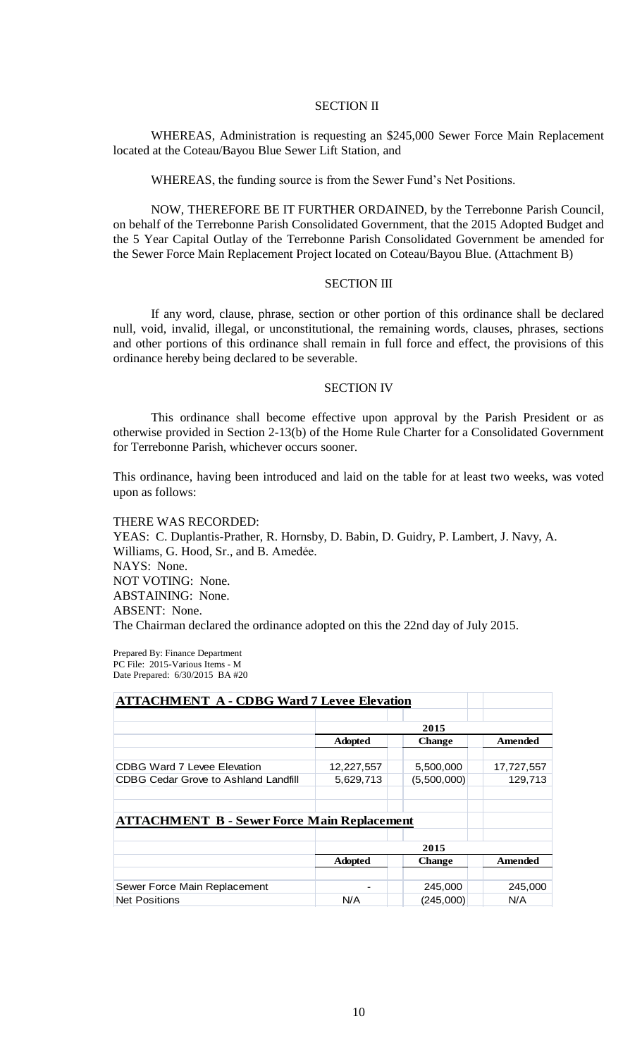### SECTION II

WHEREAS, Administration is requesting an $245,000 Sewer Force Main Replacement located at the Coteau/Bayou Blue Sewer Lift Station, and

WHEREAS, the funding source is from the Sewer Fund's Net Positions.

NOW, THEREFORE BE IT FURTHER ORDAINED, by the Terrebonne Parish Council, on behalf of the Terrebonne Parish Consolidated Government, that the 2015 Adopted Budget and the 5 Year Capital Outlay of the Terrebonne Parish Consolidated Government be amended for the Sewer Force Main Replacement Project located on Coteau/Bayou Blue. (Attachment B)

### SECTION III

If any word, clause, phrase, section or other portion of this ordinance shall be declared null, void, invalid, illegal, or unconstitutional, the remaining words, clauses, phrases, sections and other portions of this ordinance shall remain in full force and effect, the provisions of this ordinance hereby being declared to be severable.

### SECTION IV

This ordinance shall become effective upon approval by the Parish President or as otherwise provided in Section 2-13(b) of the Home Rule Charter for a Consolidated Government for Terrebonne Parish, whichever occurs sooner.

This ordinance, having been introduced and laid on the table for at least two weeks, was voted upon as follows:

THERE WAS RECORDED:
YEAS: C. Duplantis-Prather, R. Hornsby, D. Babin, D. Guidry, P. Lambert, J. Navy, A. Williams, G. Hood, Sr., and B. Amedée.
NAYS: None.
NOT VOTING: None.
ABSTAINING: None.
ABSENT: None.
The Chairman declared the ordinance adopted on this the 22nd day of July 2015.

Prepared By: Finance Department
PC File: 2015-Various Items - M
Date Prepared: 6/30/2015 BA #20

**ATTACHMENT A - CDBG Ward 7 Levee Elevation**

| | 2015 | | |
|---|---|---|---|
| | **Adopted** | **Change** | **Amended** |
| CDBG Ward 7 Levee Elevation | 12,227,557 | 5,500,000 | 17,727,557 |
| CDBG Cedar Grove to Ashland Landfill | 5,629,713 | (5,500,000) | 129,713 |

**ATTACHMENT B - Sewer Force Main Replacement**

| | 2015 | | |
|---|---|---|---|
| | **Adopted** | **Change** | **Amended** |
| Sewer Force Main Replacement | - | 245,000 | 245,000 |
| Net Positions | N/A | (245,000) | N/A |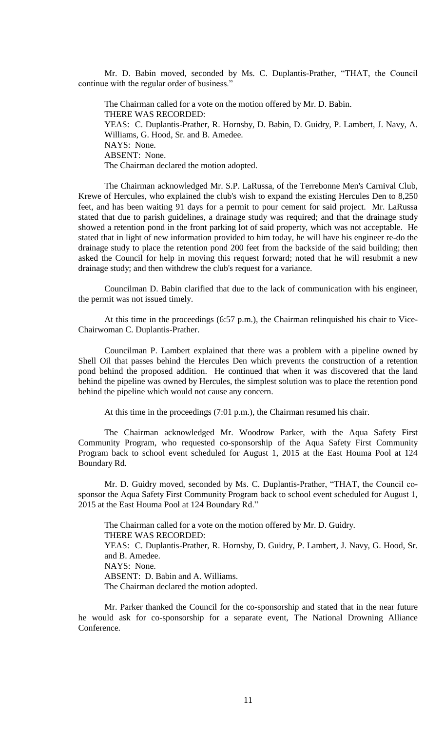Mr. D. Babin moved, seconded by Ms. C. Duplantis-Prather, "THAT, the Council continue with the regular order of business."

The Chairman called for a vote on the motion offered by Mr. D. Babin.
THERE WAS RECORDED:
YEAS: C. Duplantis-Prather, R. Hornsby, D. Babin, D. Guidry, P. Lambert, J. Navy, A. Williams, G. Hood, Sr. and B. Amedee.
NAYS: None.
ABSENT: None.
The Chairman declared the motion adopted.

The Chairman acknowledged Mr. S.P. LaRussa, of the Terrebonne Men's Carnival Club, Krewe of Hercules, who explained the club's wish to expand the existing Hercules Den to 8,250 feet, and has been waiting 91 days for a permit to pour cement for said project. Mr. LaRussa stated that due to parish guidelines, a drainage study was required; and that the drainage study showed a retention pond in the front parking lot of said property, which was not acceptable. He stated that in light of new information provided to him today, he will have his engineer re-do the drainage study to place the retention pond 200 feet from the backside of the said building; then asked the Council for help in moving this request forward; noted that he will resubmit a new drainage study; and then withdrew the club's request for a variance.

Councilman D. Babin clarified that due to the lack of communication with his engineer, the permit was not issued timely.

At this time in the proceedings (6:57 p.m.), the Chairman relinquished his chair to Vice-Chairwoman C. Duplantis-Prather.

Councilman P. Lambert explained that there was a problem with a pipeline owned by Shell Oil that passes behind the Hercules Den which prevents the construction of a retention pond behind the proposed addition. He continued that when it was discovered that the land behind the pipeline was owned by Hercules, the simplest solution was to place the retention pond behind the pipeline which would not cause any concern.

At this time in the proceedings (7:01 p.m.), the Chairman resumed his chair.

The Chairman acknowledged Mr. Woodrow Parker, with the Aqua Safety First Community Program, who requested co-sponsorship of the Aqua Safety First Community Program back to school event scheduled for August 1, 2015 at the East Houma Pool at 124 Boundary Rd.

Mr. D. Guidry moved, seconded by Ms. C. Duplantis-Prather, "THAT, the Council co-sponsor the Aqua Safety First Community Program back to school event scheduled for August 1, 2015 at the East Houma Pool at 124 Boundary Rd."

The Chairman called for a vote on the motion offered by Mr. D. Guidry.
THERE WAS RECORDED:
YEAS: C. Duplantis-Prather, R. Hornsby, D. Guidry, P. Lambert, J. Navy, G. Hood, Sr. and B. Amedee.
NAYS: None.
ABSENT: D. Babin and A. Williams.
The Chairman declared the motion adopted.

Mr. Parker thanked the Council for the co-sponsorship and stated that in the near future he would ask for co-sponsorship for a separate event, The National Drowning Alliance Conference.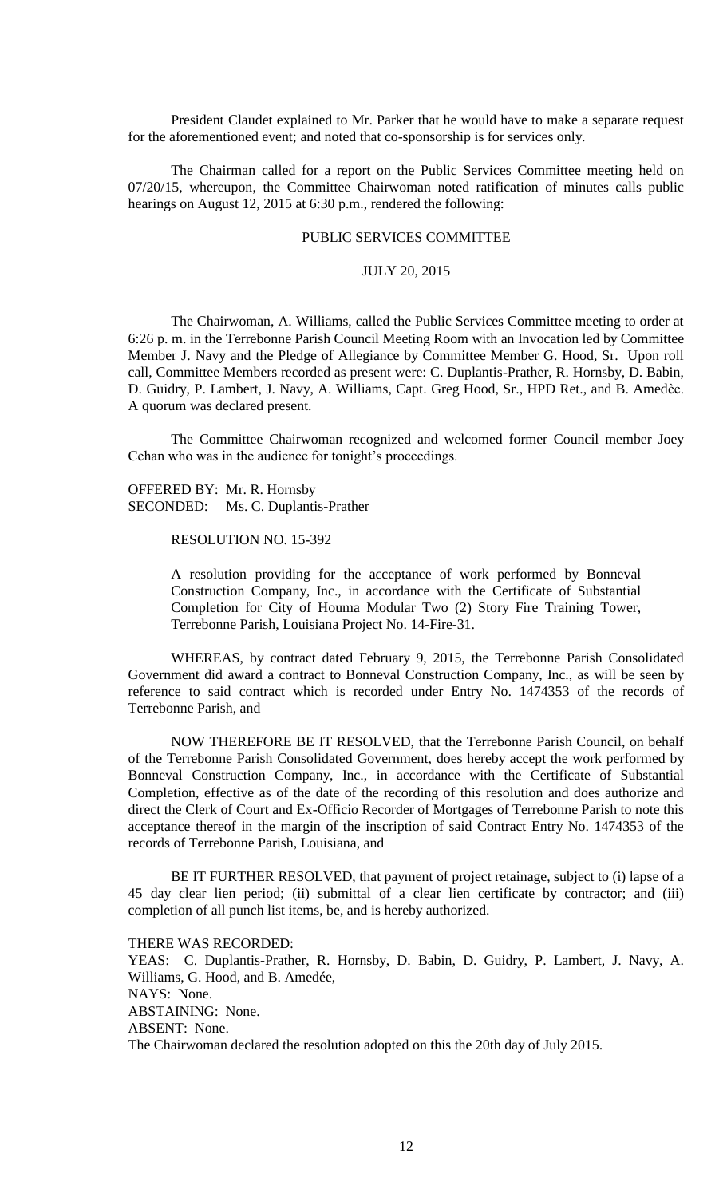President Claudet explained to Mr. Parker that he would have to make a separate request for the aforementioned event; and noted that co-sponsorship is for services only.

The Chairman called for a report on the Public Services Committee meeting held on 07/20/15, whereupon, the Committee Chairwoman noted ratification of minutes calls public hearings on August 12, 2015 at 6:30 p.m., rendered the following:

PUBLIC SERVICES COMMITTEE

JULY 20, 2015

The Chairwoman, A. Williams, called the Public Services Committee meeting to order at 6:26 p. m. in the Terrebonne Parish Council Meeting Room with an Invocation led by Committee Member J. Navy and the Pledge of Allegiance by Committee Member G. Hood, Sr. Upon roll call, Committee Members recorded as present were: C. Duplantis-Prather, R. Hornsby, D. Babin, D. Guidry, P. Lambert, J. Navy, A. Williams, Capt. Greg Hood, Sr., HPD Ret., and B. Amedèe. A quorum was declared present.

The Committee Chairwoman recognized and welcomed former Council member Joey Cehan who was in the audience for tonight's proceedings.

OFFERED BY: Mr. R. Hornsby
SECONDED: Ms. C. Duplantis-Prather

RESOLUTION NO. 15-392

A resolution providing for the acceptance of work performed by Bonneval Construction Company, Inc., in accordance with the Certificate of Substantial Completion for City of Houma Modular Two (2) Story Fire Training Tower, Terrebonne Parish, Louisiana Project No. 14-Fire-31.

WHEREAS, by contract dated February 9, 2015, the Terrebonne Parish Consolidated Government did award a contract to Bonneval Construction Company, Inc., as will be seen by reference to said contract which is recorded under Entry No. 1474353 of the records of Terrebonne Parish, and

NOW THEREFORE BE IT RESOLVED, that the Terrebonne Parish Council, on behalf of the Terrebonne Parish Consolidated Government, does hereby accept the work performed by Bonneval Construction Company, Inc., in accordance with the Certificate of Substantial Completion, effective as of the date of the recording of this resolution and does authorize and direct the Clerk of Court and Ex-Officio Recorder of Mortgages of Terrebonne Parish to note this acceptance thereof in the margin of the inscription of said Contract Entry No. 1474353 of the records of Terrebonne Parish, Louisiana, and

BE IT FURTHER RESOLVED, that payment of project retainage, subject to (i) lapse of a 45 day clear lien period; (ii) submittal of a clear lien certificate by contractor; and (iii) completion of all punch list items, be, and is hereby authorized.

THERE WAS RECORDED:
YEAS: C. Duplantis-Prather, R. Hornsby, D. Babin, D. Guidry, P. Lambert, J. Navy, A. Williams, G. Hood, and B. Amedée,
NAYS: None.
ABSTAINING: None.
ABSENT: None.
The Chairwoman declared the resolution adopted on this the 20th day of July 2015.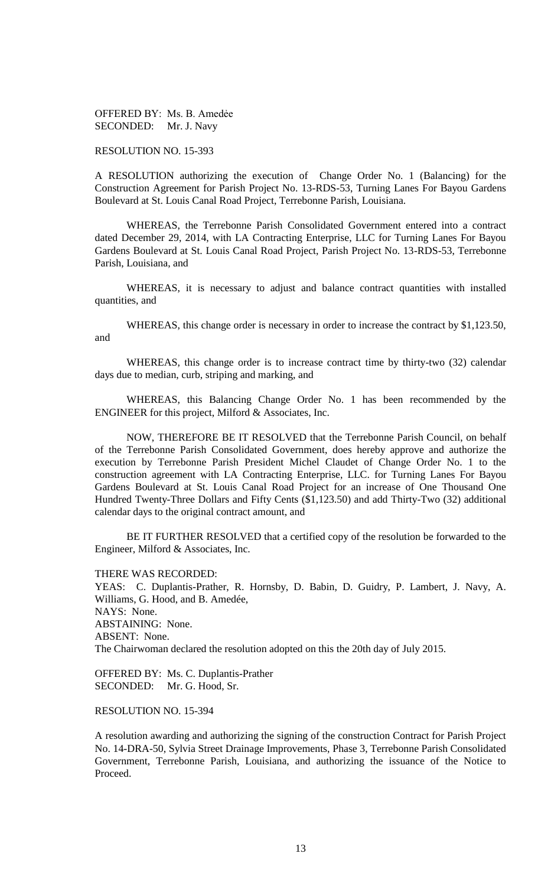OFFERED BY: Ms. B. Amedėe
SECONDED: Mr. J. Navy

RESOLUTION NO. 15-393

A RESOLUTION authorizing the execution of Change Order No. 1 (Balancing) for the Construction Agreement for Parish Project No. 13-RDS-53, Turning Lanes For Bayou Gardens Boulevard at St. Louis Canal Road Project, Terrebonne Parish, Louisiana.

WHEREAS, the Terrebonne Parish Consolidated Government entered into a contract dated December 29, 2014, with LA Contracting Enterprise, LLC for Turning Lanes For Bayou Gardens Boulevard at St. Louis Canal Road Project, Parish Project No. 13-RDS-53, Terrebonne Parish, Louisiana, and

WHEREAS, it is necessary to adjust and balance contract quantities with installed quantities, and

WHEREAS, this change order is necessary in order to increase the contract by $1,123.50, and

WHEREAS, this change order is to increase contract time by thirty-two (32) calendar days due to median, curb, striping and marking, and

WHEREAS, this Balancing Change Order No. 1 has been recommended by the ENGINEER for this project, Milford & Associates, Inc.

NOW, THEREFORE BE IT RESOLVED that the Terrebonne Parish Council, on behalf of the Terrebonne Parish Consolidated Government, does hereby approve and authorize the execution by Terrebonne Parish President Michel Claudet of Change Order No. 1 to the construction agreement with LA Contracting Enterprise, LLC. for Turning Lanes For Bayou Gardens Boulevard at St. Louis Canal Road Project for an increase of One Thousand One Hundred Twenty-Three Dollars and Fifty Cents ($1,123.50) and add Thirty-Two (32) additional calendar days to the original contract amount, and

BE IT FURTHER RESOLVED that a certified copy of the resolution be forwarded to the Engineer, Milford & Associates, Inc.

THERE WAS RECORDED:
YEAS: C. Duplantis-Prather, R. Hornsby, D. Babin, D. Guidry, P. Lambert, J. Navy, A. Williams, G. Hood, and B. Amedée,
NAYS: None.
ABSTAINING: None.
ABSENT: None.
The Chairwoman declared the resolution adopted on this the 20th day of July 2015.

OFFERED BY: Ms. C. Duplantis-Prather
SECONDED: Mr. G. Hood, Sr.

RESOLUTION NO. 15-394

A resolution awarding and authorizing the signing of the construction Contract for Parish Project No. 14-DRA-50, Sylvia Street Drainage Improvements, Phase 3, Terrebonne Parish Consolidated Government, Terrebonne Parish, Louisiana, and authorizing the issuance of the Notice to Proceed.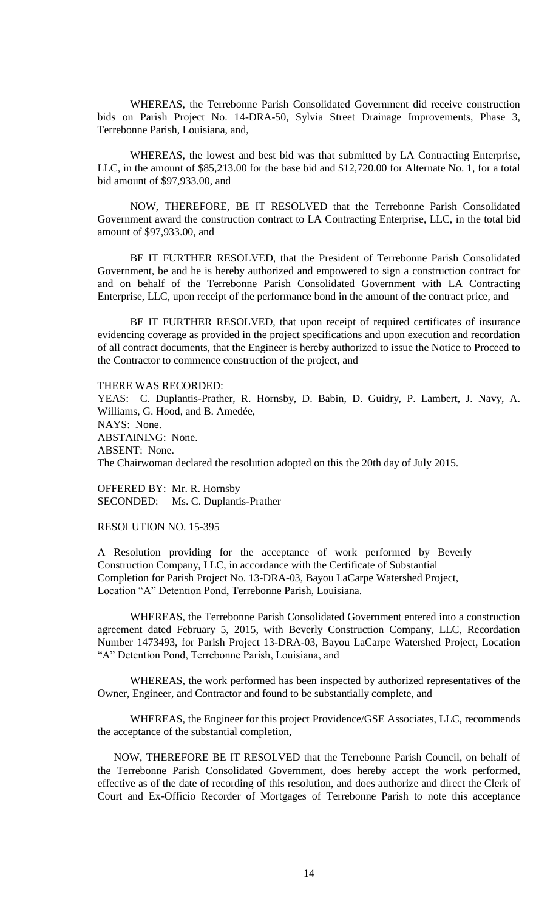WHEREAS, the Terrebonne Parish Consolidated Government did receive construction bids on Parish Project No. 14-DRA-50, Sylvia Street Drainage Improvements, Phase 3, Terrebonne Parish, Louisiana, and,

WHEREAS, the lowest and best bid was that submitted by LA Contracting Enterprise, LLC, in the amount of $85,213.00 for the base bid and $12,720.00 for Alternate No. 1, for a total bid amount of $97,933.00, and

NOW, THEREFORE, BE IT RESOLVED that the Terrebonne Parish Consolidated Government award the construction contract to LA Contracting Enterprise, LLC, in the total bid amount of $97,933.00, and

BE IT FURTHER RESOLVED, that the President of Terrebonne Parish Consolidated Government, be and he is hereby authorized and empowered to sign a construction contract for and on behalf of the Terrebonne Parish Consolidated Government with LA Contracting Enterprise, LLC, upon receipt of the performance bond in the amount of the contract price, and

BE IT FURTHER RESOLVED, that upon receipt of required certificates of insurance evidencing coverage as provided in the project specifications and upon execution and recordation of all contract documents, that the Engineer is hereby authorized to issue the Notice to Proceed to the Contractor to commence construction of the project, and

THERE WAS RECORDED:
YEAS: C. Duplantis-Prather, R. Hornsby, D. Babin, D. Guidry, P. Lambert, J. Navy, A. Williams, G. Hood, and B. Amedée,
NAYS: None.
ABSTAINING: None.
ABSENT: None.
The Chairwoman declared the resolution adopted on this the 20th day of July 2015.

OFFERED BY: Mr. R. Hornsby
SECONDED: Ms. C. Duplantis-Prather

RESOLUTION NO. 15-395

A Resolution providing for the acceptance of work performed by Beverly Construction Company, LLC, in accordance with the Certificate of Substantial Completion for Parish Project No. 13-DRA-03, Bayou LaCarpe Watershed Project, Location "A" Detention Pond, Terrebonne Parish, Louisiana.

WHEREAS, the Terrebonne Parish Consolidated Government entered into a construction agreement dated February 5, 2015, with Beverly Construction Company, LLC, Recordation Number 1473493, for Parish Project 13-DRA-03, Bayou LaCarpe Watershed Project, Location "A" Detention Pond, Terrebonne Parish, Louisiana, and

WHEREAS, the work performed has been inspected by authorized representatives of the Owner, Engineer, and Contractor and found to be substantially complete, and

WHEREAS, the Engineer for this project Providence/GSE Associates, LLC, recommends the acceptance of the substantial completion,

NOW, THEREFORE BE IT RESOLVED that the Terrebonne Parish Council, on behalf of the Terrebonne Parish Consolidated Government, does hereby accept the work performed, effective as of the date of recording of this resolution, and does authorize and direct the Clerk of Court and Ex-Officio Recorder of Mortgages of Terrebonne Parish to note this acceptance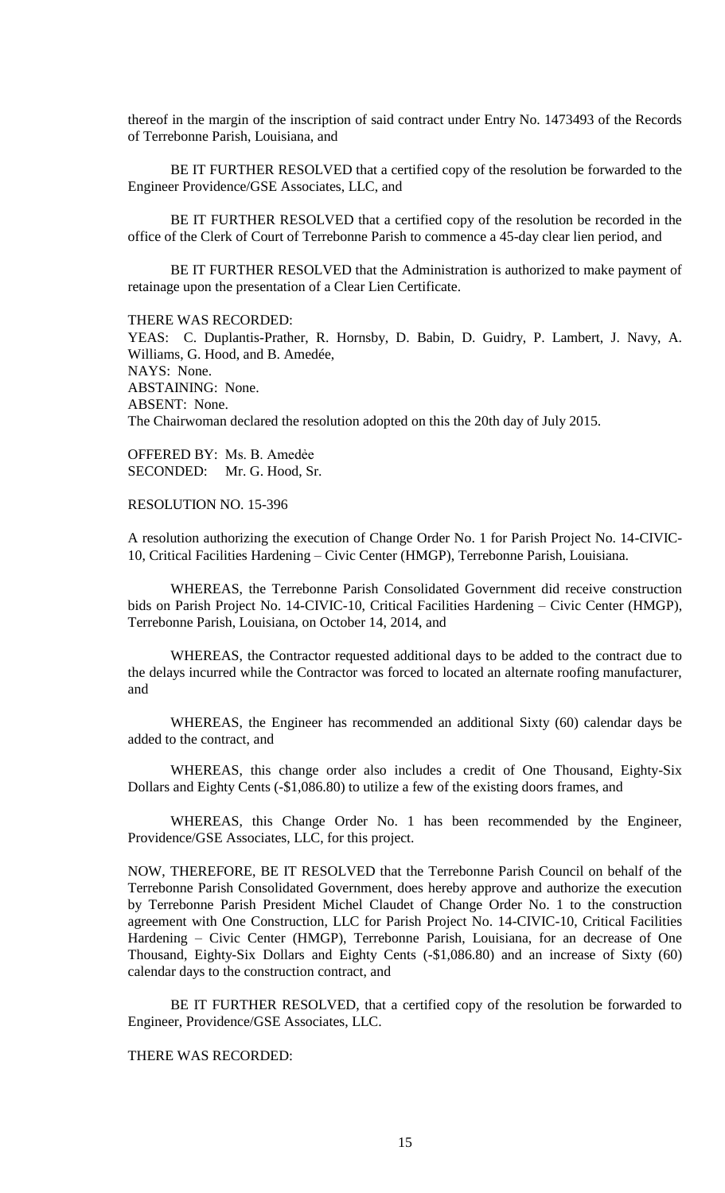thereof in the margin of the inscription of said contract under Entry No. 1473493 of the Records of Terrebonne Parish, Louisiana, and

BE IT FURTHER RESOLVED that a certified copy of the resolution be forwarded to the Engineer Providence/GSE Associates, LLC, and

BE IT FURTHER RESOLVED that a certified copy of the resolution be recorded in the office of the Clerk of Court of Terrebonne Parish to commence a 45-day clear lien period, and

BE IT FURTHER RESOLVED that the Administration is authorized to make payment of retainage upon the presentation of a Clear Lien Certificate.

THERE WAS RECORDED:
YEAS: C. Duplantis-Prather, R. Hornsby, D. Babin, D. Guidry, P. Lambert, J. Navy, A. Williams, G. Hood, and B. Amedée,
NAYS: None.
ABSTAINING: None.
ABSENT: None.
The Chairwoman declared the resolution adopted on this the 20th day of July 2015.

OFFERED BY: Ms. B. Amedėe
SECONDED: Mr. G. Hood, Sr.

RESOLUTION NO. 15-396

A resolution authorizing the execution of Change Order No. 1 for Parish Project No. 14-CIVIC-10, Critical Facilities Hardening – Civic Center (HMGP), Terrebonne Parish, Louisiana.

WHEREAS, the Terrebonne Parish Consolidated Government did receive construction bids on Parish Project No. 14-CIVIC-10, Critical Facilities Hardening – Civic Center (HMGP), Terrebonne Parish, Louisiana, on October 14, 2014, and

WHEREAS, the Contractor requested additional days to be added to the contract due to the delays incurred while the Contractor was forced to located an alternate roofing manufacturer, and

WHEREAS, the Engineer has recommended an additional Sixty (60) calendar days be added to the contract, and

WHEREAS, this change order also includes a credit of One Thousand, Eighty-Six Dollars and Eighty Cents (-$1,086.80) to utilize a few of the existing doors frames, and

WHEREAS, this Change Order No. 1 has been recommended by the Engineer, Providence/GSE Associates, LLC, for this project.

NOW, THEREFORE, BE IT RESOLVED that the Terrebonne Parish Council on behalf of the Terrebonne Parish Consolidated Government, does hereby approve and authorize the execution by Terrebonne Parish President Michel Claudet of Change Order No. 1 to the construction agreement with One Construction, LLC for Parish Project No. 14-CIVIC-10, Critical Facilities Hardening – Civic Center (HMGP), Terrebonne Parish, Louisiana, for an decrease of One Thousand, Eighty-Six Dollars and Eighty Cents (-$1,086.80) and an increase of Sixty (60) calendar days to the construction contract, and

BE IT FURTHER RESOLVED, that a certified copy of the resolution be forwarded to Engineer, Providence/GSE Associates, LLC.

THERE WAS RECORDED: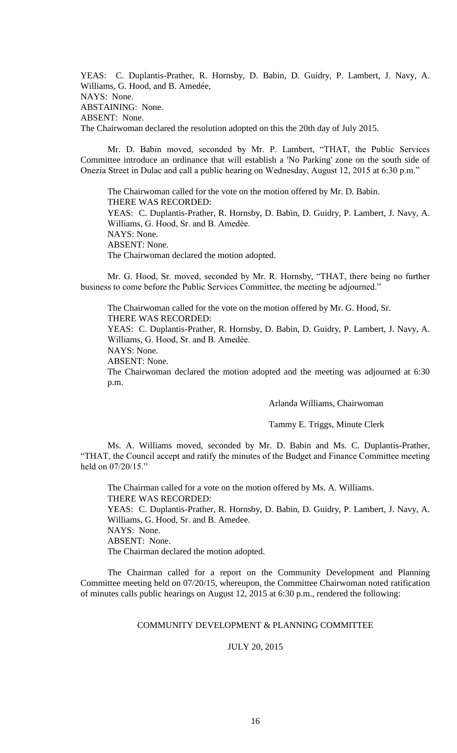YEAS: C. Duplantis-Prather, R. Hornsby, D. Babin, D. Guidry, P. Lambert, J. Navy, A. Williams, G. Hood, and B. Amedée,
NAYS: None.
ABSTAINING: None.
ABSENT: None.
The Chairwoman declared the resolution adopted on this the 20th day of July 2015.

Mr. D. Babin moved, seconded by Mr. P. Lambert, "THAT, the Public Services Committee introduce an ordinance that will establish a 'No Parking' zone on the south side of Onezia Street in Dulac and call a public hearing on Wednesday, August 12, 2015 at 6:30 p.m."

The Chairwoman called for the vote on the motion offered by Mr. D. Babin.
THERE WAS RECORDED:
YEAS: C. Duplantis-Prather, R. Hornsby, D. Babin, D. Guidry, P. Lambert, J. Navy, A. Williams, G. Hood, Sr. and B. Amedèe.
NAYS: None.
ABSENT: None.
The Chairwoman declared the motion adopted.

Mr. G. Hood, Sr. moved, seconded by Mr. R. Hornsby, "THAT, there being no further business to come before the Public Services Committee, the meeting be adjourned."

The Chairwoman called for the vote on the motion offered by Mr. G. Hood, Sr.
THERE WAS RECORDED:
YEAS: C. Duplantis-Prather, R. Hornsby, D. Babin, D. Guidry, P. Lambert, J. Navy, A. Williams, G. Hood, Sr. and B. Amedèe.
NAYS: None.
ABSENT: None.
The Chairwoman declared the motion adopted and the meeting was adjourned at 6:30 p.m.

Arlanda Williams, Chairwoman

Tammy E. Triggs, Minute Clerk

Ms. A. Williams moved, seconded by Mr. D. Babin and Ms. C. Duplantis-Prather, "THAT, the Council accept and ratify the minutes of the Budget and Finance Committee meeting held on 07/20/15."

The Chairman called for a vote on the motion offered by Ms. A. Williams.
THERE WAS RECORDED:
YEAS: C. Duplantis-Prather, R. Hornsby, D. Babin, D. Guidry, P. Lambert, J. Navy, A. Williams, G. Hood, Sr. and B. Amedee.
NAYS: None.
ABSENT: None.
The Chairman declared the motion adopted.

The Chairman called for a report on the Community Development and Planning Committee meeting held on 07/20/15, whereupon, the Committee Chairwoman noted ratification of minutes calls public hearings on August 12, 2015 at 6:30 p.m., rendered the following:

COMMUNITY DEVELOPMENT & PLANNING COMMITTEE

JULY 20, 2015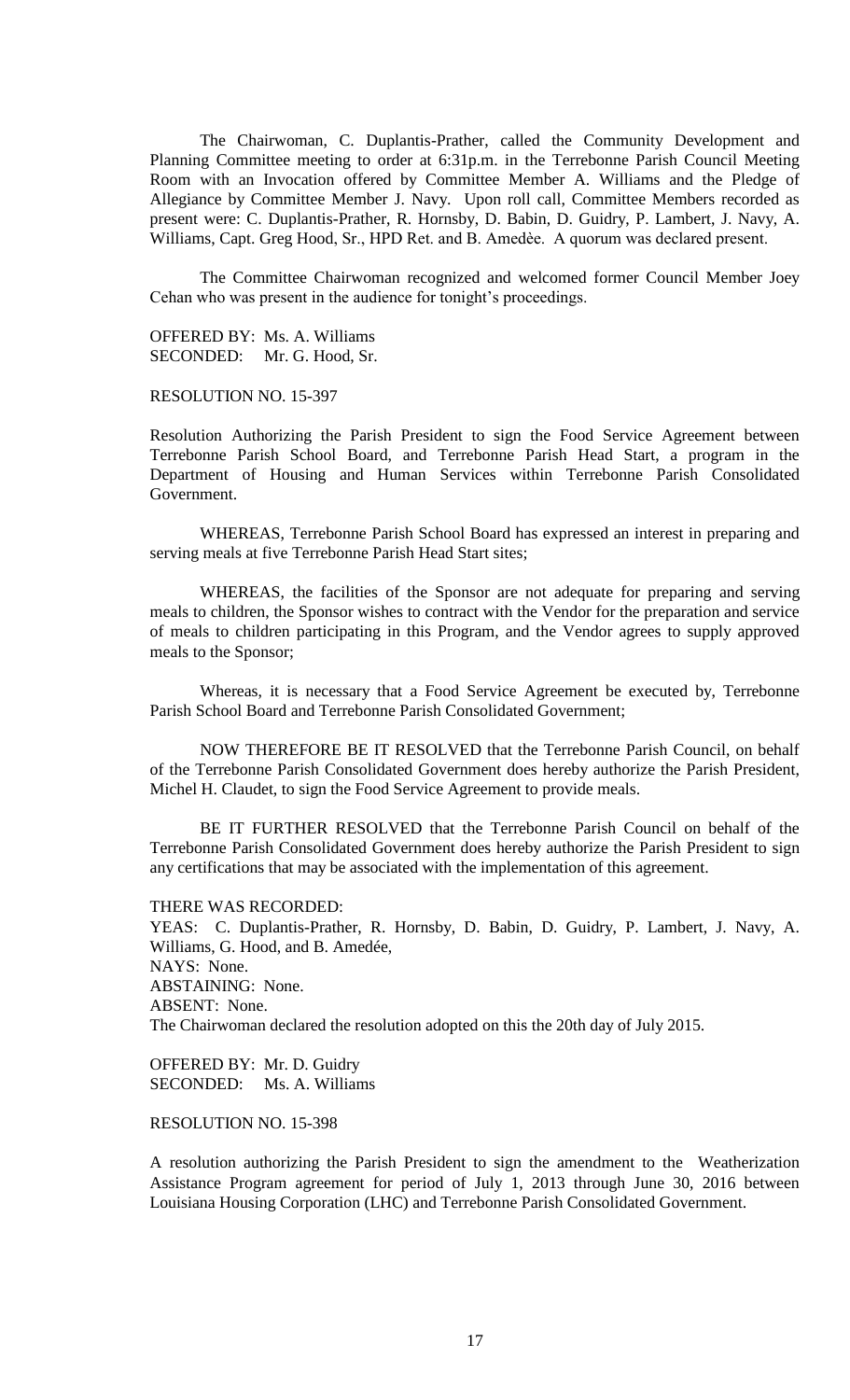The Chairwoman, C. Duplantis-Prather, called the Community Development and Planning Committee meeting to order at 6:31p.m. in the Terrebonne Parish Council Meeting Room with an Invocation offered by Committee Member A. Williams and the Pledge of Allegiance by Committee Member J. Navy. Upon roll call, Committee Members recorded as present were: C. Duplantis-Prather, R. Hornsby, D. Babin, D. Guidry, P. Lambert, J. Navy, A. Williams, Capt. Greg Hood, Sr., HPD Ret. and B. Amedèe. A quorum was declared present.

The Committee Chairwoman recognized and welcomed former Council Member Joey Cehan who was present in the audience for tonight's proceedings.

OFFERED BY: Ms. A. Williams
SECONDED: Mr. G. Hood, Sr.

RESOLUTION NO. 15-397

Resolution Authorizing the Parish President to sign the Food Service Agreement between Terrebonne Parish School Board, and Terrebonne Parish Head Start, a program in the Department of Housing and Human Services within Terrebonne Parish Consolidated Government.

WHEREAS, Terrebonne Parish School Board has expressed an interest in preparing and serving meals at five Terrebonne Parish Head Start sites;

WHEREAS, the facilities of the Sponsor are not adequate for preparing and serving meals to children, the Sponsor wishes to contract with the Vendor for the preparation and service of meals to children participating in this Program, and the Vendor agrees to supply approved meals to the Sponsor;

Whereas, it is necessary that a Food Service Agreement be executed by, Terrebonne Parish School Board and Terrebonne Parish Consolidated Government;

NOW THEREFORE BE IT RESOLVED that the Terrebonne Parish Council, on behalf of the Terrebonne Parish Consolidated Government does hereby authorize the Parish President, Michel H. Claudet, to sign the Food Service Agreement to provide meals.

BE IT FURTHER RESOLVED that the Terrebonne Parish Council on behalf of the Terrebonne Parish Consolidated Government does hereby authorize the Parish President to sign any certifications that may be associated with the implementation of this agreement.

THERE WAS RECORDED:
YEAS: C. Duplantis-Prather, R. Hornsby, D. Babin, D. Guidry, P. Lambert, J. Navy, A. Williams, G. Hood, and B. Amedée,
NAYS: None.
ABSTAINING: None.
ABSENT: None.
The Chairwoman declared the resolution adopted on this the 20th day of July 2015.

OFFERED BY: Mr. D. Guidry
SECONDED: Ms. A. Williams

RESOLUTION NO. 15-398

A resolution authorizing the Parish President to sign the amendment to the Weatherization Assistance Program agreement for period of July 1, 2013 through June 30, 2016 between Louisiana Housing Corporation (LHC) and Terrebonne Parish Consolidated Government.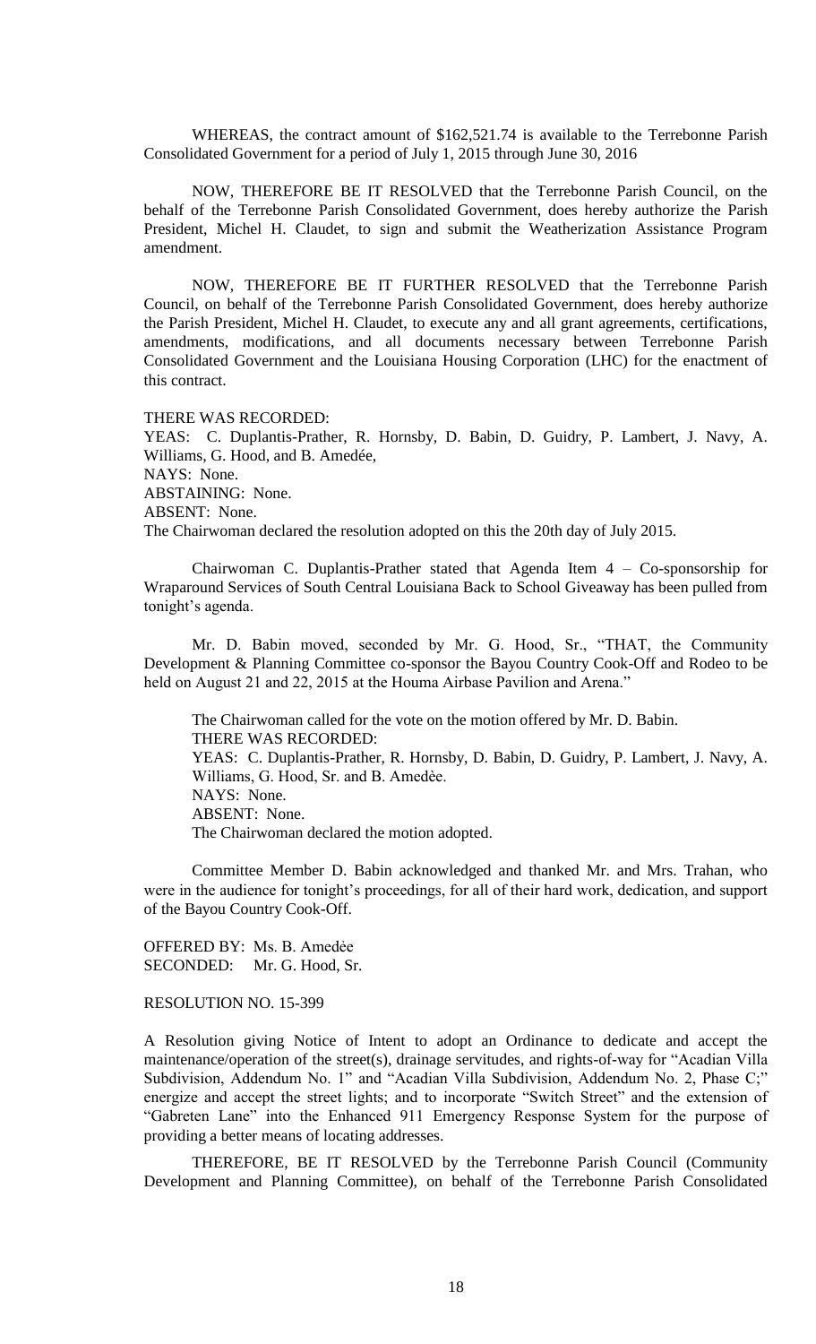WHEREAS, the contract amount of $162,521.74 is available to the Terrebonne Parish Consolidated Government for a period of July 1, 2015 through June 30, 2016

NOW, THEREFORE BE IT RESOLVED that the Terrebonne Parish Council, on the behalf of the Terrebonne Parish Consolidated Government, does hereby authorize the Parish President, Michel H. Claudet, to sign and submit the Weatherization Assistance Program amendment.

NOW, THEREFORE BE IT FURTHER RESOLVED that the Terrebonne Parish Council, on behalf of the Terrebonne Parish Consolidated Government, does hereby authorize the Parish President, Michel H. Claudet, to execute any and all grant agreements, certifications, amendments, modifications, and all documents necessary between Terrebonne Parish Consolidated Government and the Louisiana Housing Corporation (LHC) for the enactment of this contract.

THERE WAS RECORDED:
YEAS: C. Duplantis-Prather, R. Hornsby, D. Babin, D. Guidry, P. Lambert, J. Navy, A. Williams, G. Hood, and B. Amedée,
NAYS: None.
ABSTAINING: None.
ABSENT: None.
The Chairwoman declared the resolution adopted on this the 20th day of July 2015.

Chairwoman C. Duplantis-Prather stated that Agenda Item 4 – Co-sponsorship for Wraparound Services of South Central Louisiana Back to School Giveaway has been pulled from tonight's agenda.

Mr. D. Babin moved, seconded by Mr. G. Hood, Sr., "THAT, the Community Development & Planning Committee co-sponsor the Bayou Country Cook-Off and Rodeo to be held on August 21 and 22, 2015 at the Houma Airbase Pavilion and Arena."

The Chairwoman called for the vote on the motion offered by Mr. D. Babin.
THERE WAS RECORDED:
YEAS: C. Duplantis-Prather, R. Hornsby, D. Babin, D. Guidry, P. Lambert, J. Navy, A. Williams, G. Hood, Sr. and B. Amedѐe.
NAYS: None.
ABSENT: None.
The Chairwoman declared the motion adopted.

Committee Member D. Babin acknowledged and thanked Mr. and Mrs. Trahan, who were in the audience for tonight's proceedings, for all of their hard work, dedication, and support of the Bayou Country Cook-Off.

OFFERED BY: Ms. B. Amedѐe
SECONDED: Mr. G. Hood, Sr.

RESOLUTION NO. 15-399

A Resolution giving Notice of Intent to adopt an Ordinance to dedicate and accept the maintenance/operation of the street(s), drainage servitudes, and rights-of-way for "Acadian Villa Subdivision, Addendum No. 1" and "Acadian Villa Subdivision, Addendum No. 2, Phase C;" energize and accept the street lights; and to incorporate "Switch Street" and the extension of "Gabreten Lane" into the Enhanced 911 Emergency Response System for the purpose of providing a better means of locating addresses.

THEREFORE, BE IT RESOLVED by the Terrebonne Parish Council (Community Development and Planning Committee), on behalf of the Terrebonne Parish Consolidated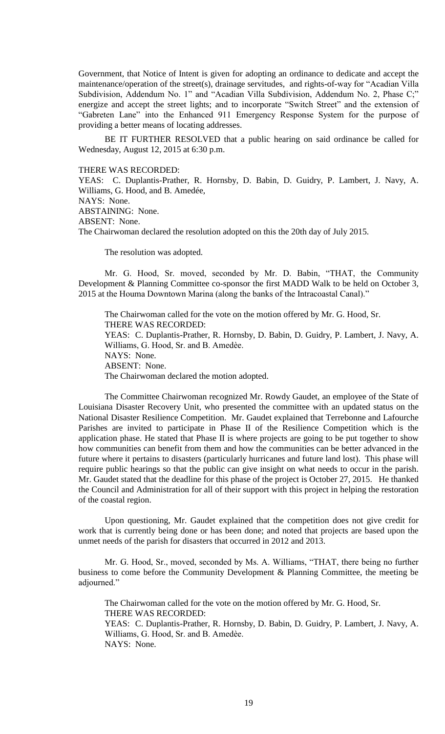Government, that Notice of Intent is given for adopting an ordinance to dedicate and accept the maintenance/operation of the street(s), drainage servitudes, and rights-of-way for "Acadian Villa Subdivision, Addendum No. 1" and "Acadian Villa Subdivision, Addendum No. 2, Phase C;" energize and accept the street lights; and to incorporate "Switch Street" and the extension of "Gabreten Lane" into the Enhanced 911 Emergency Response System for the purpose of providing a better means of locating addresses.

BE IT FURTHER RESOLVED that a public hearing on said ordinance be called for Wednesday, August 12, 2015 at 6:30 p.m.

THERE WAS RECORDED:
YEAS: C. Duplantis-Prather, R. Hornsby, D. Babin, D. Guidry, P. Lambert, J. Navy, A. Williams, G. Hood, and B. Amedée,
NAYS: None.
ABSTAINING: None.
ABSENT: None.
The Chairwoman declared the resolution adopted on this the 20th day of July 2015.

The resolution was adopted.

Mr. G. Hood, Sr. moved, seconded by Mr. D. Babin, "THAT, the Community Development & Planning Committee co-sponsor the first MADD Walk to be held on October 3, 2015 at the Houma Downtown Marina (along the banks of the Intracoastal Canal)."

The Chairwoman called for the vote on the motion offered by Mr. G. Hood, Sr.
THERE WAS RECORDED:
YEAS: C. Duplantis-Prather, R. Hornsby, D. Babin, D. Guidry, P. Lambert, J. Navy, A. Williams, G. Hood, Sr. and B. Amedèe.
NAYS: None.
ABSENT: None.
The Chairwoman declared the motion adopted.

The Committee Chairwoman recognized Mr. Rowdy Gaudet, an employee of the State of Louisiana Disaster Recovery Unit, who presented the committee with an updated status on the National Disaster Resilience Competition. Mr. Gaudet explained that Terrebonne and Lafourche Parishes are invited to participate in Phase II of the Resilience Competition which is the application phase. He stated that Phase II is where projects are going to be put together to show how communities can benefit from them and how the communities can be better advanced in the future where it pertains to disasters (particularly hurricanes and future land lost). This phase will require public hearings so that the public can give insight on what needs to occur in the parish. Mr. Gaudet stated that the deadline for this phase of the project is October 27, 2015. He thanked the Council and Administration for all of their support with this project in helping the restoration of the coastal region.

Upon questioning, Mr. Gaudet explained that the competition does not give credit for work that is currently being done or has been done; and noted that projects are based upon the unmet needs of the parish for disasters that occurred in 2012 and 2013.

Mr. G. Hood, Sr., moved, seconded by Ms. A. Williams, "THAT, there being no further business to come before the Community Development & Planning Committee, the meeting be adjourned."

The Chairwoman called for the vote on the motion offered by Mr. G. Hood, Sr.
THERE WAS RECORDED:
YEAS: C. Duplantis-Prather, R. Hornsby, D. Babin, D. Guidry, P. Lambert, J. Navy, A. Williams, G. Hood, Sr. and B. Amedèe.
NAYS: None.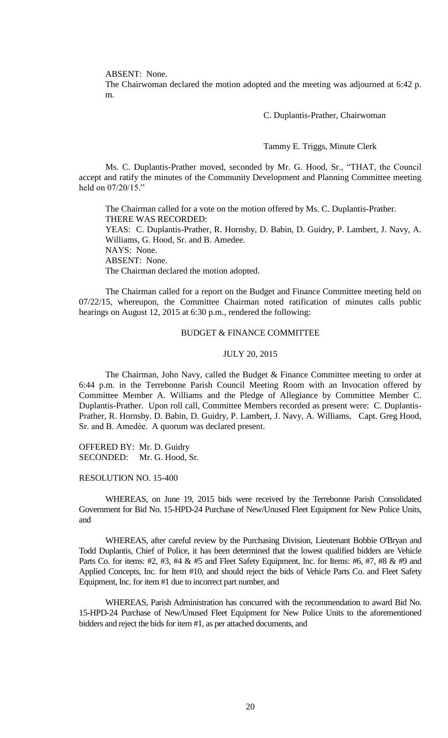ABSENT: None.

The Chairwoman declared the motion adopted and the meeting was adjourned at 6:42 p. m.

C. Duplantis-Prather, Chairwoman

Tammy E. Triggs, Minute Clerk

Ms. C. Duplantis-Prather moved, seconded by Mr. G. Hood, Sr., "THAT, the Council accept and ratify the minutes of the Community Development and Planning Committee meeting held on 07/20/15."

The Chairman called for a vote on the motion offered by Ms. C. Duplantis-Prather.
THERE WAS RECORDED:
YEAS: C. Duplantis-Prather, R. Hornsby, D. Babin, D. Guidry, P. Lambert, J. Navy, A. Williams, G. Hood, Sr. and B. Amedee.
NAYS: None.
ABSENT: None.
The Chairman declared the motion adopted.

The Chairman called for a report on the Budget and Finance Committee meeting held on 07/22/15, whereupon, the Committee Chairman noted ratification of minutes calls public hearings on August 12, 2015 at 6:30 p.m., rendered the following:

BUDGET & FINANCE COMMITTEE

JULY 20, 2015

The Chairman, John Navy, called the Budget & Finance Committee meeting to order at 6:44 p.m. in the Terrebonne Parish Council Meeting Room with an Invocation offered by Committee Member A. Williams and the Pledge of Allegiance by Committee Member C. Duplantis-Prather. Upon roll call, Committee Members recorded as present were: C. Duplantis-Prather, R. Hornsby. D. Babin, D. Guidry, P. Lambert, J. Navy, A. Williams, Capt. Greg Hood, Sr. and B. Amedèe. A quorum was declared present.

OFFERED BY: Mr. D. Guidry
SECONDED: Mr. G. Hood, Sr.

RESOLUTION NO. 15-400

WHEREAS, on June 19, 2015 bids were received by the Terrebonne Parish Consolidated Government for Bid No. 15-HPD-24 Purchase of New/Unused Fleet Equipment for New Police Units, and

WHEREAS, after careful review by the Purchasing Division, Lieutenant Bobbie O'Bryan and Todd Duplantis, Chief of Police, it has been determined that the lowest qualified bidders are Vehicle Parts Co. for items: #2, #3, #4 & #5 and Fleet Safety Equipment, Inc. for Items: #6, #7, #8 & #9 and Applied Concepts, Inc. for Item #10, and should reject the bids of Vehicle Parts Co. and Fleet Safety Equipment, Inc. for item #1 due to incorrect part number, and

WHEREAS, Parish Administration has concurred with the recommendation to award Bid No. 15-HPD-24 Purchase of New/Unused Fleet Equipment for New Police Units to the aforementioned bidders and reject the bids for item #1, as per attached documents, and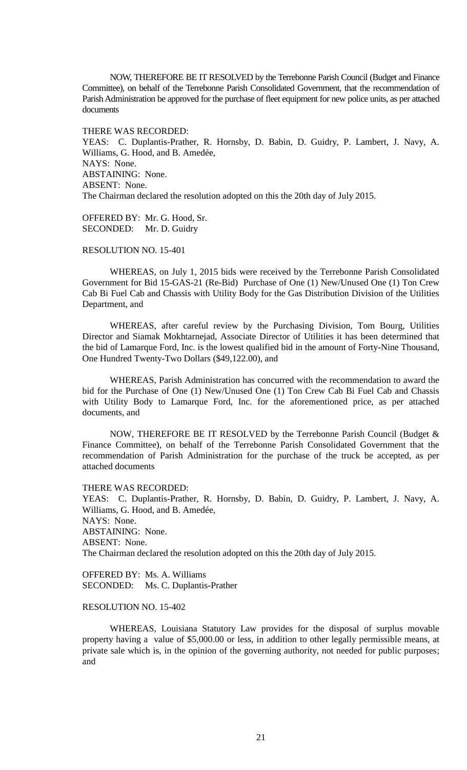NOW, THEREFORE BE IT RESOLVED by the Terrebonne Parish Council (Budget and Finance Committee), on behalf of the Terrebonne Parish Consolidated Government, that the recommendation of Parish Administration be approved for the purchase of fleet equipment for new police units, as per attached documents

THERE WAS RECORDED:
YEAS: C. Duplantis-Prather, R. Hornsby, D. Babin, D. Guidry, P. Lambert, J. Navy, A. Williams, G. Hood, and B. Amedée,
NAYS: None.
ABSTAINING: None.
ABSENT: None.
The Chairman declared the resolution adopted on this the 20th day of July 2015.

OFFERED BY: Mr. G. Hood, Sr.
SECONDED: Mr. D. Guidry

RESOLUTION NO. 15-401

WHEREAS, on July 1, 2015 bids were received by the Terrebonne Parish Consolidated Government for Bid 15-GAS-21 (Re-Bid) Purchase of One (1) New/Unused One (1) Ton Crew Cab Bi Fuel Cab and Chassis with Utility Body for the Gas Distribution Division of the Utilities Department, and

WHEREAS, after careful review by the Purchasing Division, Tom Bourg, Utilities Director and Siamak Mokhtarnejad, Associate Director of Utilities it has been determined that the bid of Lamarque Ford, Inc. is the lowest qualified bid in the amount of Forty-Nine Thousand, One Hundred Twenty-Two Dollars ($49,122.00), and

WHEREAS, Parish Administration has concurred with the recommendation to award the bid for the Purchase of One (1) New/Unused One (1) Ton Crew Cab Bi Fuel Cab and Chassis with Utility Body to Lamarque Ford, Inc. for the aforementioned price, as per attached documents, and

NOW, THEREFORE BE IT RESOLVED by the Terrebonne Parish Council (Budget & Finance Committee), on behalf of the Terrebonne Parish Consolidated Government that the recommendation of Parish Administration for the purchase of the truck be accepted, as per attached documents

THERE WAS RECORDED:
YEAS: C. Duplantis-Prather, R. Hornsby, D. Babin, D. Guidry, P. Lambert, J. Navy, A. Williams, G. Hood, and B. Amedée,
NAYS: None.
ABSTAINING: None.
ABSENT: None.
The Chairman declared the resolution adopted on this the 20th day of July 2015.

OFFERED BY: Ms. A. Williams
SECONDED: Ms. C. Duplantis-Prather

RESOLUTION NO. 15-402

WHEREAS, Louisiana Statutory Law provides for the disposal of surplus movable property having a value of $5,000.00 or less, in addition to other legally permissible means, at private sale which is, in the opinion of the governing authority, not needed for public purposes; and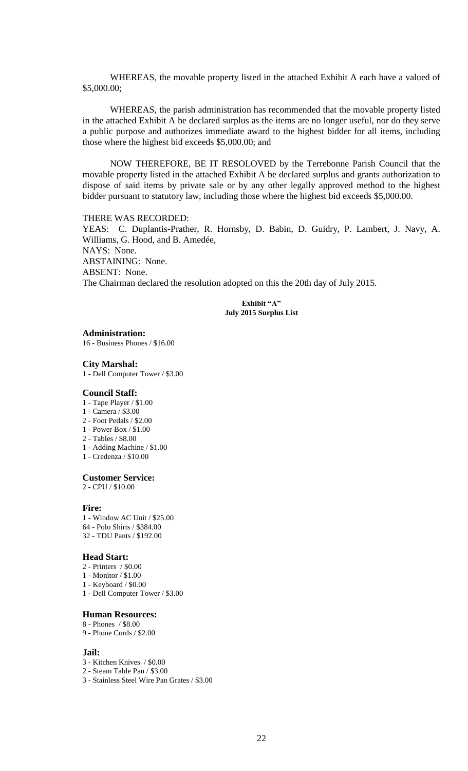WHEREAS, the movable property listed in the attached Exhibit A each have a valued of $5,000.00;

WHEREAS, the parish administration has recommended that the movable property listed in the attached Exhibit A be declared surplus as the items are no longer useful, nor do they serve a public purpose and authorizes immediate award to the highest bidder for all items, including those where the highest bid exceeds $5,000.00; and

NOW THEREFORE, BE IT RESOLOVED by the Terrebonne Parish Council that the movable property listed in the attached Exhibit A be declared surplus and grants authorization to dispose of said items by private sale or by any other legally approved method to the highest bidder pursuant to statutory law, including those where the highest bid exceeds $5,000.00.

THERE WAS RECORDED:
YEAS: C. Duplantis-Prather, R. Hornsby, D. Babin, D. Guidry, P. Lambert, J. Navy, A. Williams, G. Hood, and B. Amedée,
NAYS: None.
ABSTAINING: None.
ABSENT: None.
The Chairman declared the resolution adopted on this the 20th day of July 2015.

**Exhibit "A"**
**July 2015 Surplus List**

**Administration:**
16 - Business Phones / $16.00

**City Marshal:**
1 - Dell Computer Tower / $3.00

**Council Staff:**
1 - Tape Player / $1.00
1 - Camera / $3.00
2 - Foot Pedals / $2.00
1 - Power Box / $1.00
2 - Tables / $8.00
1 - Adding Machine / $1.00
1 - Credenza / $10.00

**Customer Service:**
2 - CPU / $10.00

**Fire:**
1 - Window AC Unit / $25.00
64 - Polo Shirts / $384.00
32 - TDU Pants / $192.00

**Head Start:**
2 - Printers / $0.00
1 - Monitor / $1.00
1 - Keyboard / $0.00
1 - Dell Computer Tower / $3.00

**Human Resources:**
8 - Phones / $8.00
9 - Phone Cords / $2.00

**Jail:**
3 - Kitchen Knives / $0.00
2 - Steam Table Pan / $3.00
3 - Stainless Steel Wire Pan Grates / $3.00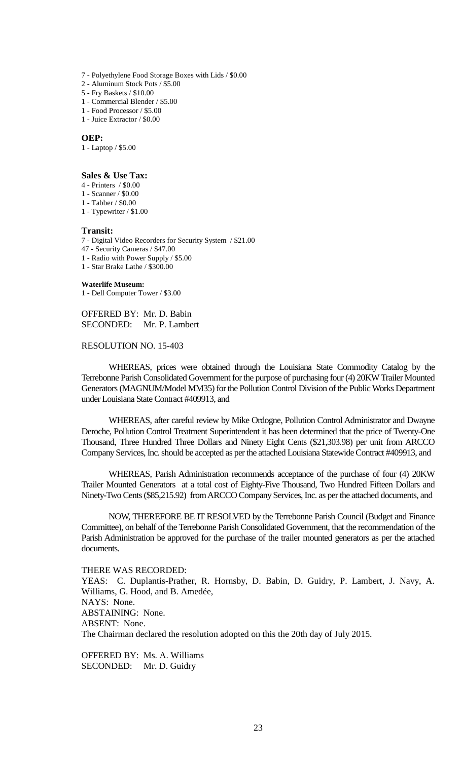7 - Polyethylene Food Storage Boxes with Lids / $0.00
2 - Aluminum Stock Pots / $5.00
5 - Fry Baskets / $10.00
1 - Commercial Blender / $5.00
1 - Food Processor / $5.00
1 - Juice Extractor / $0.00

**OEP:**
1 - Laptop / $5.00

**Sales & Use Tax:**
4 - Printers / $0.00
1 - Scanner / $0.00
1 - Tabber / $0.00
1 - Typewriter / $1.00

**Transit:**
7 - Digital Video Recorders for Security System / $21.00
47 - Security Cameras / $47.00
1 - Radio with Power Supply / $5.00
1 - Star Brake Lathe / $300.00

**Waterlife Museum:**
1 - Dell Computer Tower / $3.00

OFFERED BY: Mr. D. Babin
SECONDED: Mr. P. Lambert

RESOLUTION NO. 15-403

WHEREAS, prices were obtained through the Louisiana State Commodity Catalog by the Terrebonne Parish Consolidated Government for the purpose of purchasing four (4) 20KW Trailer Mounted Generators (MAGNUM/Model MM35) for the Pollution Control Division of the Public Works Department under Louisiana State Contract #409913, and

WHEREAS, after careful review by Mike Ordogne, Pollution Control Administrator and Dwayne Deroche, Pollution Control Treatment Superintendent it has been determined that the price of Twenty-One Thousand, Three Hundred Three Dollars and Ninety Eight Cents ($21,303.98) per unit from ARCCO Company Services, Inc. should be accepted as per the attached Louisiana Statewide Contract #409913, and

WHEREAS, Parish Administration recommends acceptance of the purchase of four (4) 20KW Trailer Mounted Generators at a total cost of Eighty-Five Thousand, Two Hundred Fifteen Dollars and Ninety-Two Cents ($85,215.92) from ARCCO Company Services, Inc. as per the attached documents, and

NOW, THEREFORE BE IT RESOLVED by the Terrebonne Parish Council (Budget and Finance Committee), on behalf of the Terrebonne Parish Consolidated Government, that the recommendation of the Parish Administration be approved for the purchase of the trailer mounted generators as per the attached documents.

THERE WAS RECORDED:
YEAS: C. Duplantis-Prather, R. Hornsby, D. Babin, D. Guidry, P. Lambert, J. Navy, A. Williams, G. Hood, and B. Amedée,
NAYS: None.
ABSTAINING: None.
ABSENT: None.
The Chairman declared the resolution adopted on this the 20th day of July 2015.

OFFERED BY: Ms. A. Williams
SECONDED: Mr. D. Guidry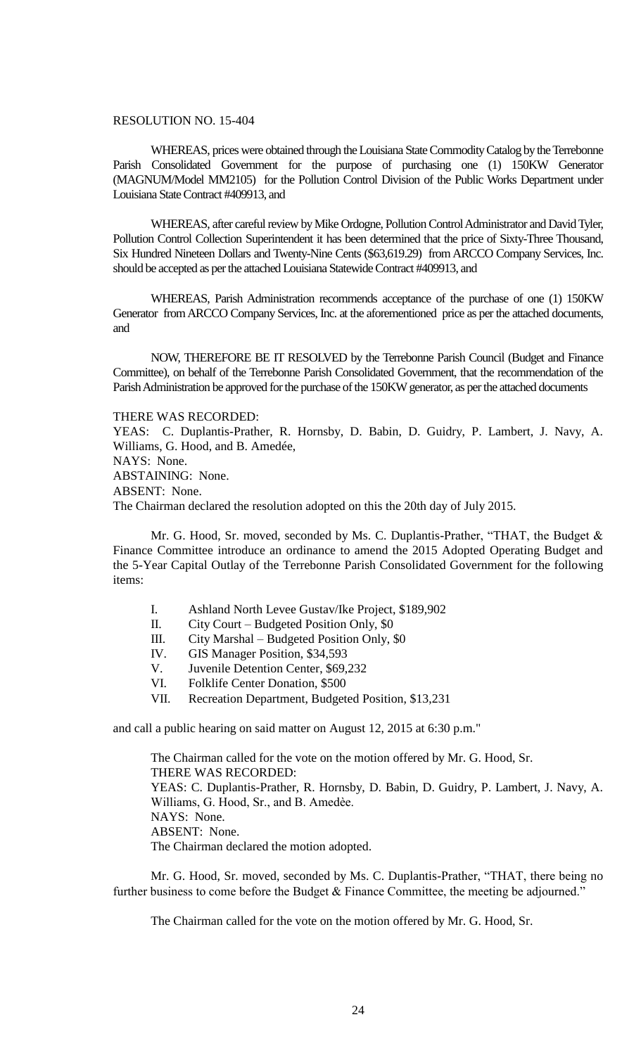RESOLUTION NO. 15-404

WHEREAS, prices were obtained through the Louisiana State Commodity Catalog by the Terrebonne Parish Consolidated Government for the purpose of purchasing one (1) 150KW Generator (MAGNUM/Model MM2105) for the Pollution Control Division of the Public Works Department under Louisiana State Contract #409913, and

WHEREAS, after careful review by Mike Ordogne, Pollution Control Administrator and David Tyler, Pollution Control Collection Superintendent it has been determined that the price of Sixty-Three Thousand, Six Hundred Nineteen Dollars and Twenty-Nine Cents ($63,619.29) from ARCCO Company Services, Inc. should be accepted as per the attached Louisiana Statewide Contract #409913, and

WHEREAS, Parish Administration recommends acceptance of the purchase of one (1) 150KW Generator from ARCCO Company Services, Inc. at the aforementioned price as per the attached documents, and

NOW, THEREFORE BE IT RESOLVED by the Terrebonne Parish Council (Budget and Finance Committee), on behalf of the Terrebonne Parish Consolidated Government, that the recommendation of the Parish Administration be approved for the purchase of the 150KW generator, as per the attached documents

THERE WAS RECORDED:
YEAS: C. Duplantis-Prather, R. Hornsby, D. Babin, D. Guidry, P. Lambert, J. Navy, A. Williams, G. Hood, and B. Amedée,
NAYS: None.
ABSTAINING: None.
ABSENT: None.
The Chairman declared the resolution adopted on this the 20th day of July 2015.

Mr. G. Hood, Sr. moved, seconded by Ms. C. Duplantis-Prather, "THAT, the Budget & Finance Committee introduce an ordinance to amend the 2015 Adopted Operating Budget and the 5-Year Capital Outlay of the Terrebonne Parish Consolidated Government for the following items:

I. Ashland North Levee Gustav/Ike Project, $189,902
II. City Court – Budgeted Position Only, $0
III. City Marshal – Budgeted Position Only, $0
IV. GIS Manager Position, $34,593
V. Juvenile Detention Center, $69,232
VI. Folklife Center Donation, $500
VII. Recreation Department, Budgeted Position, $13,231

and call a public hearing on said matter on August 12, 2015 at 6:30 p.m."

The Chairman called for the vote on the motion offered by Mr. G. Hood, Sr.
THERE WAS RECORDED:
YEAS: C. Duplantis-Prather, R. Hornsby, D. Babin, D. Guidry, P. Lambert, J. Navy, A. Williams, G. Hood, Sr., and B. Amedèe.
NAYS: None.
ABSENT: None.
The Chairman declared the motion adopted.

Mr. G. Hood, Sr. moved, seconded by Ms. C. Duplantis-Prather, "THAT, there being no further business to come before the Budget & Finance Committee, the meeting be adjourned."

The Chairman called for the vote on the motion offered by Mr. G. Hood, Sr.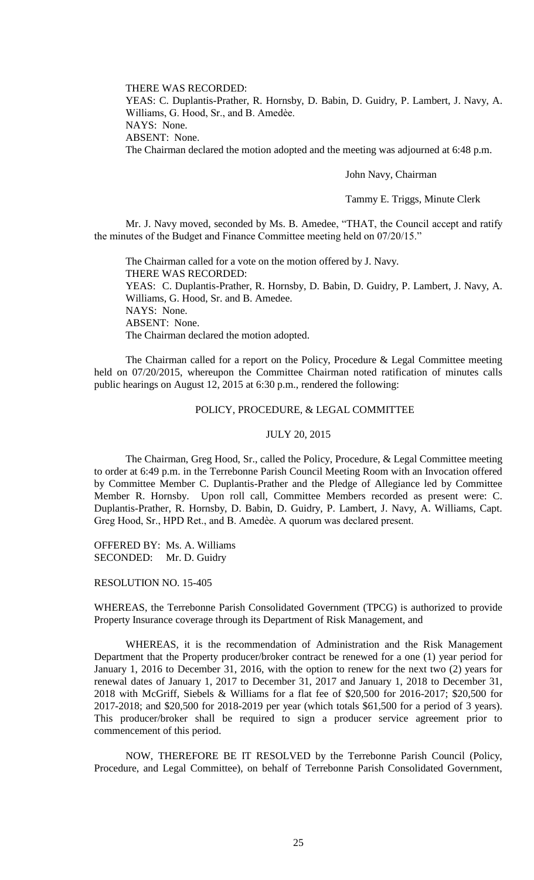THERE WAS RECORDED:

YEAS: C. Duplantis-Prather, R. Hornsby, D. Babin, D. Guidry, P. Lambert, J. Navy, A. Williams, G. Hood, Sr., and B. Amedèe.

NAYS: None.

ABSENT: None.

The Chairman declared the motion adopted and the meeting was adjourned at 6:48 p.m.

John Navy, Chairman

Tammy E. Triggs, Minute Clerk

Mr. J. Navy moved, seconded by Ms. B. Amedee, "THAT, the Council accept and ratify the minutes of the Budget and Finance Committee meeting held on 07/20/15."

The Chairman called for a vote on the motion offered by J. Navy.

THERE WAS RECORDED:

YEAS: C. Duplantis-Prather, R. Hornsby, D. Babin, D. Guidry, P. Lambert, J. Navy, A. Williams, G. Hood, Sr. and B. Amedee.

NAYS: None.

ABSENT: None.

The Chairman declared the motion adopted.

The Chairman called for a report on the Policy, Procedure & Legal Committee meeting held on 07/20/2015, whereupon the Committee Chairman noted ratification of minutes calls public hearings on August 12, 2015 at 6:30 p.m., rendered the following:

POLICY, PROCEDURE, & LEGAL COMMITTEE

JULY 20, 2015

The Chairman, Greg Hood, Sr., called the Policy, Procedure, & Legal Committee meeting to order at 6:49 p.m. in the Terrebonne Parish Council Meeting Room with an Invocation offered by Committee Member C. Duplantis-Prather and the Pledge of Allegiance led by Committee Member R. Hornsby. Upon roll call, Committee Members recorded as present were: C. Duplantis-Prather, R. Hornsby, D. Babin, D. Guidry, P. Lambert, J. Navy, A. Williams, Capt. Greg Hood, Sr., HPD Ret., and B. Amedèe. A quorum was declared present.

OFFERED BY: Ms. A. Williams
SECONDED: Mr. D. Guidry

RESOLUTION NO. 15-405

WHEREAS, the Terrebonne Parish Consolidated Government (TPCG) is authorized to provide Property Insurance coverage through its Department of Risk Management, and

WHEREAS, it is the recommendation of Administration and the Risk Management Department that the Property producer/broker contract be renewed for a one (1) year period for January 1, 2016 to December 31, 2016, with the option to renew for the next two (2) years for renewal dates of January 1, 2017 to December 31, 2017 and January 1, 2018 to December 31, 2018 with McGriff, Siebels & Williams for a flat fee of $20,500 for 2016-2017; $20,500 for 2017-2018; and $20,500 for 2018-2019 per year (which totals $61,500 for a period of 3 years). This producer/broker shall be required to sign a producer service agreement prior to commencement of this period.

NOW, THEREFORE BE IT RESOLVED by the Terrebonne Parish Council (Policy, Procedure, and Legal Committee), on behalf of Terrebonne Parish Consolidated Government,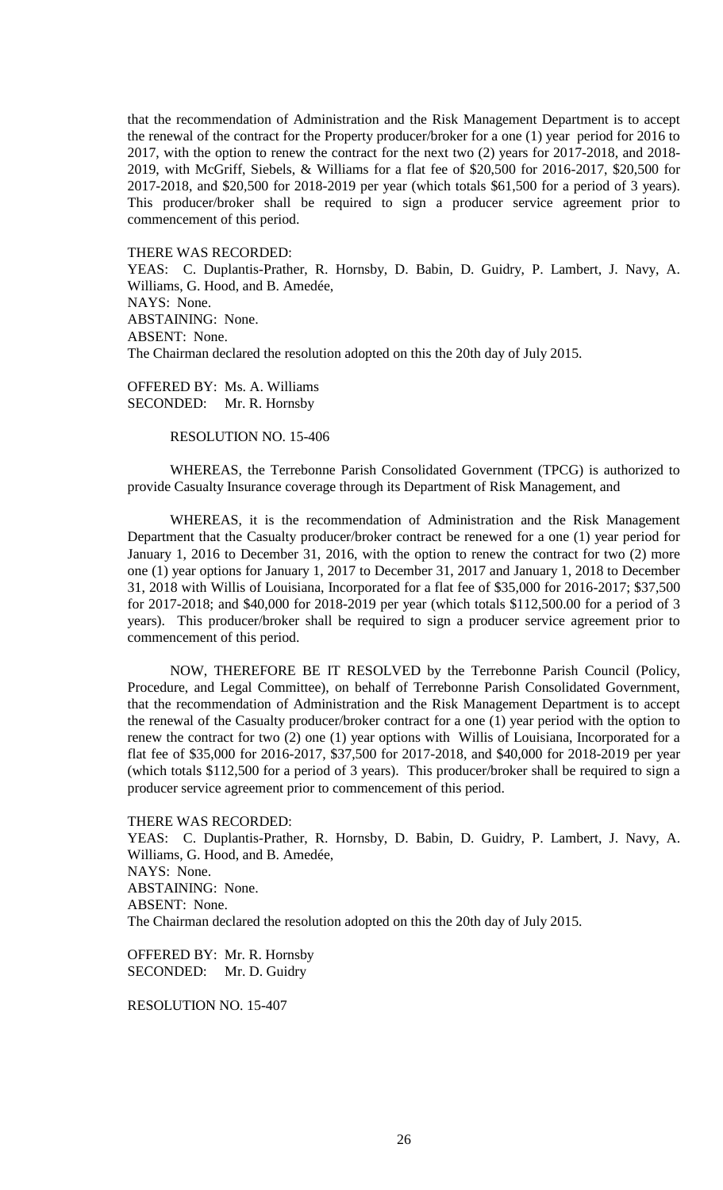that the recommendation of Administration and the Risk Management Department is to accept the renewal of the contract for the Property producer/broker for a one (1) year period for 2016 to 2017, with the option to renew the contract for the next two (2) years for 2017-2018, and 2018-2019, with McGriff, Siebels, & Williams for a flat fee of $20,500 for 2016-2017, $20,500 for 2017-2018, and $20,500 for 2018-2019 per year (which totals $61,500 for a period of 3 years). This producer/broker shall be required to sign a producer service agreement prior to commencement of this period.

THERE WAS RECORDED:
YEAS: C. Duplantis-Prather, R. Hornsby, D. Babin, D. Guidry, P. Lambert, J. Navy, A. Williams, G. Hood, and B. Amedée,
NAYS: None.
ABSTAINING: None.
ABSENT: None.
The Chairman declared the resolution adopted on this the 20th day of July 2015.

OFFERED BY: Ms. A. Williams
SECONDED: Mr. R. Hornsby

RESOLUTION NO. 15-406

WHEREAS, the Terrebonne Parish Consolidated Government (TPCG) is authorized to provide Casualty Insurance coverage through its Department of Risk Management, and

WHEREAS, it is the recommendation of Administration and the Risk Management Department that the Casualty producer/broker contract be renewed for a one (1) year period for January 1, 2016 to December 31, 2016, with the option to renew the contract for two (2) more one (1) year options for January 1, 2017 to December 31, 2017 and January 1, 2018 to December 31, 2018 with Willis of Louisiana, Incorporated for a flat fee of $35,000 for 2016-2017; $37,500 for 2017-2018; and $40,000 for 2018-2019 per year (which totals $112,500.00 for a period of 3 years). This producer/broker shall be required to sign a producer service agreement prior to commencement of this period.

NOW, THEREFORE BE IT RESOLVED by the Terrebonne Parish Council (Policy, Procedure, and Legal Committee), on behalf of Terrebonne Parish Consolidated Government, that the recommendation of Administration and the Risk Management Department is to accept the renewal of the Casualty producer/broker contract for a one (1) year period with the option to renew the contract for two (2) one (1) year options with Willis of Louisiana, Incorporated for a flat fee of $35,000 for 2016-2017, $37,500 for 2017-2018, and $40,000 for 2018-2019 per year (which totals $112,500 for a period of 3 years). This producer/broker shall be required to sign a producer service agreement prior to commencement of this period.

THERE WAS RECORDED:
YEAS: C. Duplantis-Prather, R. Hornsby, D. Babin, D. Guidry, P. Lambert, J. Navy, A. Williams, G. Hood, and B. Amedée,
NAYS: None.
ABSTAINING: None.
ABSENT: None.
The Chairman declared the resolution adopted on this the 20th day of July 2015.

OFFERED BY: Mr. R. Hornsby
SECONDED: Mr. D. Guidry

RESOLUTION NO. 15-407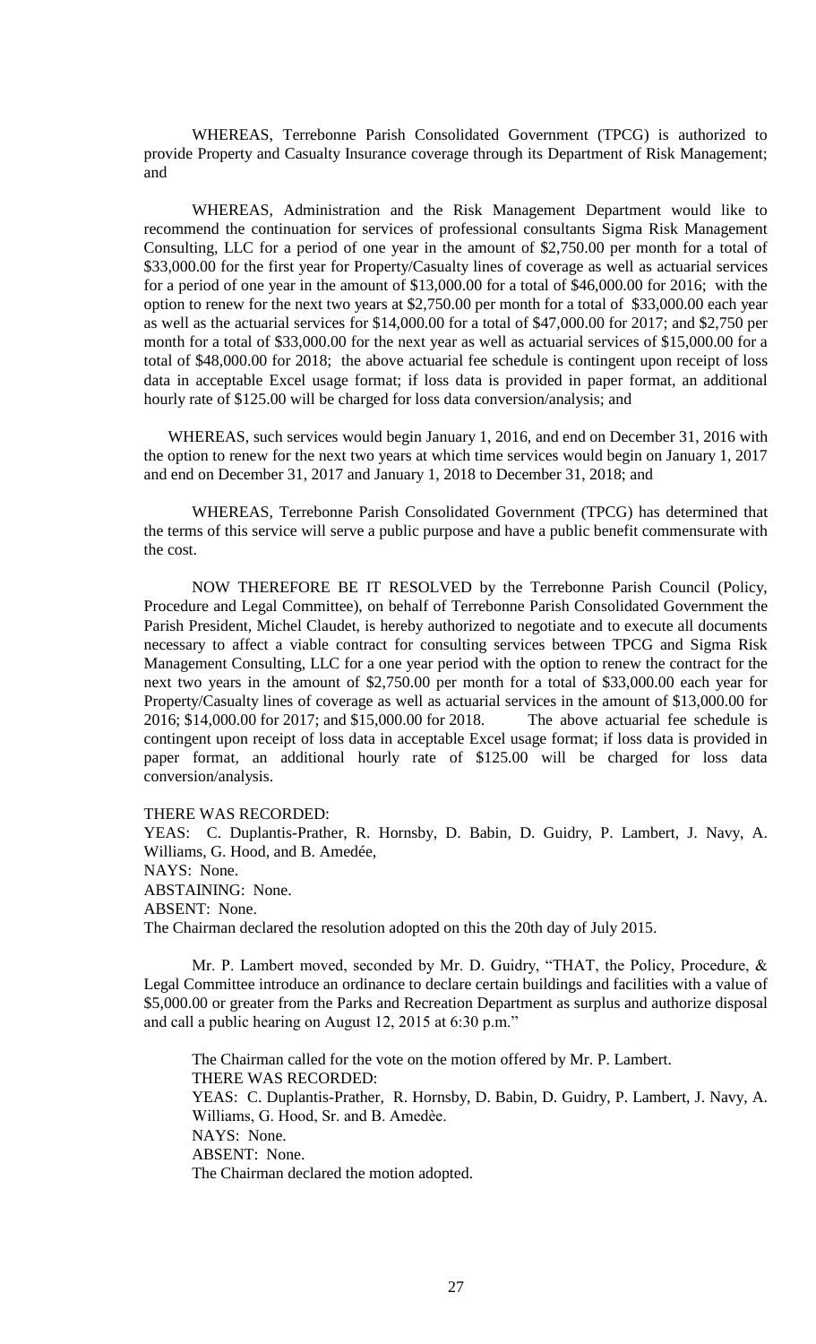WHEREAS, Terrebonne Parish Consolidated Government (TPCG) is authorized to provide Property and Casualty Insurance coverage through its Department of Risk Management; and

WHEREAS, Administration and the Risk Management Department would like to recommend the continuation for services of professional consultants Sigma Risk Management Consulting, LLC for a period of one year in the amount of $2,750.00 per month for a total of $33,000.00 for the first year for Property/Casualty lines of coverage as well as actuarial services for a period of one year in the amount of $13,000.00 for a total of $46,000.00 for 2016; with the option to renew for the next two years at $2,750.00 per month for a total of $33,000.00 each year as well as the actuarial services for $14,000.00 for a total of $47,000.00 for 2017; and $2,750 per month for a total of $33,000.00 for the next year as well as actuarial services of $15,000.00 for a total of $48,000.00 for 2018; the above actuarial fee schedule is contingent upon receipt of loss data in acceptable Excel usage format; if loss data is provided in paper format, an additional hourly rate of $125.00 will be charged for loss data conversion/analysis; and

WHEREAS, such services would begin January 1, 2016, and end on December 31, 2016 with the option to renew for the next two years at which time services would begin on January 1, 2017 and end on December 31, 2017 and January 1, 2018 to December 31, 2018; and

WHEREAS, Terrebonne Parish Consolidated Government (TPCG) has determined that the terms of this service will serve a public purpose and have a public benefit commensurate with the cost.

NOW THEREFORE BE IT RESOLVED by the Terrebonne Parish Council (Policy, Procedure and Legal Committee), on behalf of Terrebonne Parish Consolidated Government the Parish President, Michel Claudet, is hereby authorized to negotiate and to execute all documents necessary to affect a viable contract for consulting services between TPCG and Sigma Risk Management Consulting, LLC for a one year period with the option to renew the contract for the next two years in the amount of $2,750.00 per month for a total of $33,000.00 each year for Property/Casualty lines of coverage as well as actuarial services in the amount of $13,000.00 for 2016; $14,000.00 for 2017; and $15,000.00 for 2018. The above actuarial fee schedule is contingent upon receipt of loss data in acceptable Excel usage format; if loss data is provided in paper format, an additional hourly rate of $125.00 will be charged for loss data conversion/analysis.

THERE WAS RECORDED:
YEAS: C. Duplantis-Prather, R. Hornsby, D. Babin, D. Guidry, P. Lambert, J. Navy, A. Williams, G. Hood, and B. Amedée,
NAYS: None.
ABSTAINING: None.
ABSENT: None.
The Chairman declared the resolution adopted on this the 20th day of July 2015.

Mr. P. Lambert moved, seconded by Mr. D. Guidry, "THAT, the Policy, Procedure, & Legal Committee introduce an ordinance to declare certain buildings and facilities with a value of $5,000.00 or greater from the Parks and Recreation Department as surplus and authorize disposal and call a public hearing on August 12, 2015 at 6:30 p.m."

The Chairman called for the vote on the motion offered by Mr. P. Lambert.
THERE WAS RECORDED:
YEAS: C. Duplantis-Prather, R. Hornsby, D. Babin, D. Guidry, P. Lambert, J. Navy, A. Williams, G. Hood, Sr. and B. Amedèe.
NAYS: None.
ABSENT: None.
The Chairman declared the motion adopted.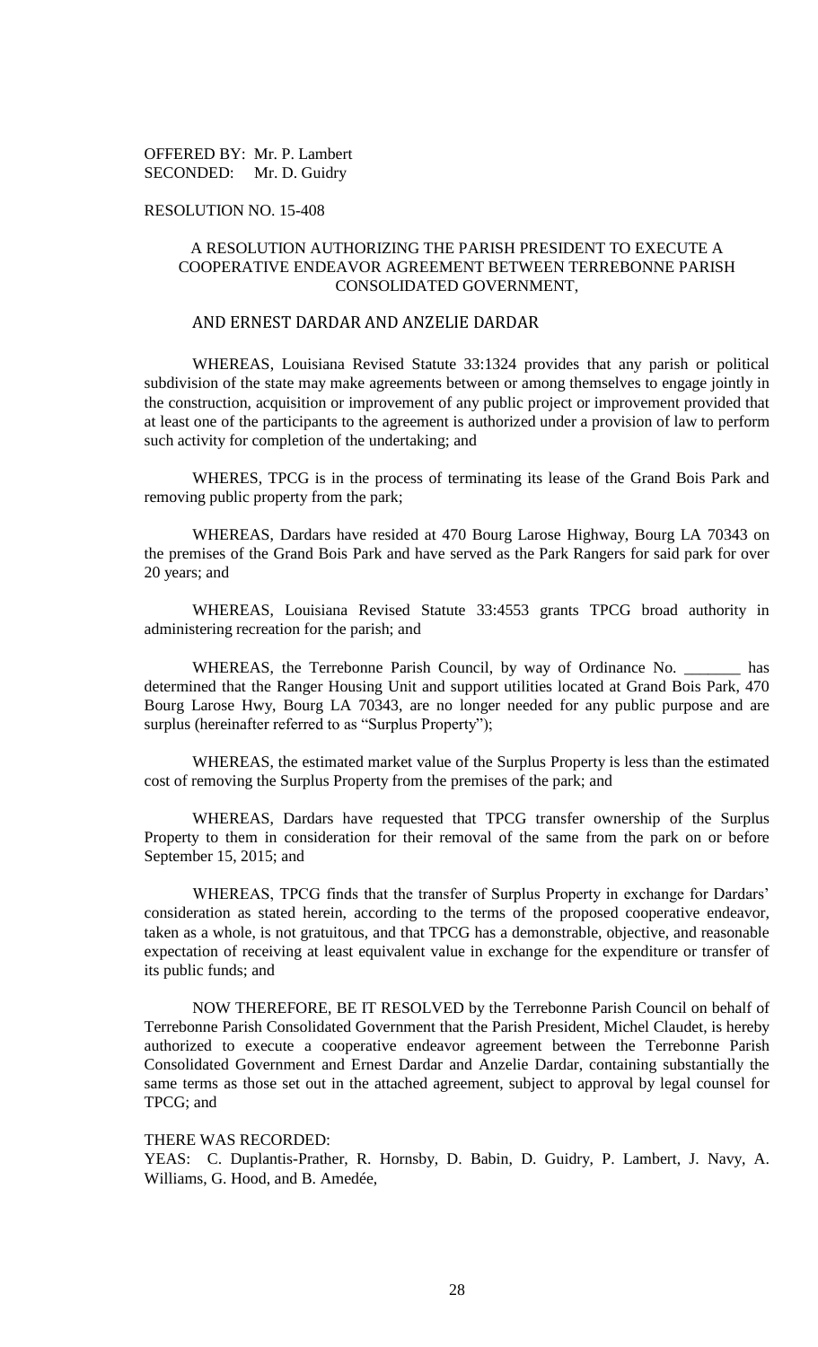OFFERED BY: Mr. P. Lambert
SECONDED: Mr. D. Guidry

RESOLUTION NO. 15-408

A RESOLUTION AUTHORIZING THE PARISH PRESIDENT TO EXECUTE A COOPERATIVE ENDEAVOR AGREEMENT BETWEEN TERREBONNE PARISH CONSOLIDATED GOVERNMENT,

AND ERNEST DARDAR AND ANZELIE DARDAR

WHEREAS, Louisiana Revised Statute 33:1324 provides that any parish or political subdivision of the state may make agreements between or among themselves to engage jointly in the construction, acquisition or improvement of any public project or improvement provided that at least one of the participants to the agreement is authorized under a provision of law to perform such activity for completion of the undertaking; and

WHERES, TPCG is in the process of terminating its lease of the Grand Bois Park and removing public property from the park;

WHEREAS, Dardars have resided at 470 Bourg Larose Highway, Bourg LA 70343 on the premises of the Grand Bois Park and have served as the Park Rangers for said park for over 20 years; and

WHEREAS, Louisiana Revised Statute 33:4553 grants TPCG broad authority in administering recreation for the parish; and

WHEREAS, the Terrebonne Parish Council, by way of Ordinance No. _______ has determined that the Ranger Housing Unit and support utilities located at Grand Bois Park, 470 Bourg Larose Hwy, Bourg LA 70343, are no longer needed for any public purpose and are surplus (hereinafter referred to as "Surplus Property");

WHEREAS, the estimated market value of the Surplus Property is less than the estimated cost of removing the Surplus Property from the premises of the park; and

WHEREAS, Dardars have requested that TPCG transfer ownership of the Surplus Property to them in consideration for their removal of the same from the park on or before September 15, 2015; and

WHEREAS, TPCG finds that the transfer of Surplus Property in exchange for Dardars' consideration as stated herein, according to the terms of the proposed cooperative endeavor, taken as a whole, is not gratuitous, and that TPCG has a demonstrable, objective, and reasonable expectation of receiving at least equivalent value in exchange for the expenditure or transfer of its public funds; and

NOW THEREFORE, BE IT RESOLVED by the Terrebonne Parish Council on behalf of Terrebonne Parish Consolidated Government that the Parish President, Michel Claudet, is hereby authorized to execute a cooperative endeavor agreement between the Terrebonne Parish Consolidated Government and Ernest Dardar and Anzelie Dardar, containing substantially the same terms as those set out in the attached agreement, subject to approval by legal counsel for TPCG; and

THERE WAS RECORDED:
YEAS: C. Duplantis-Prather, R. Hornsby, D. Babin, D. Guidry, P. Lambert, J. Navy, A. Williams, G. Hood, and B. Amedée,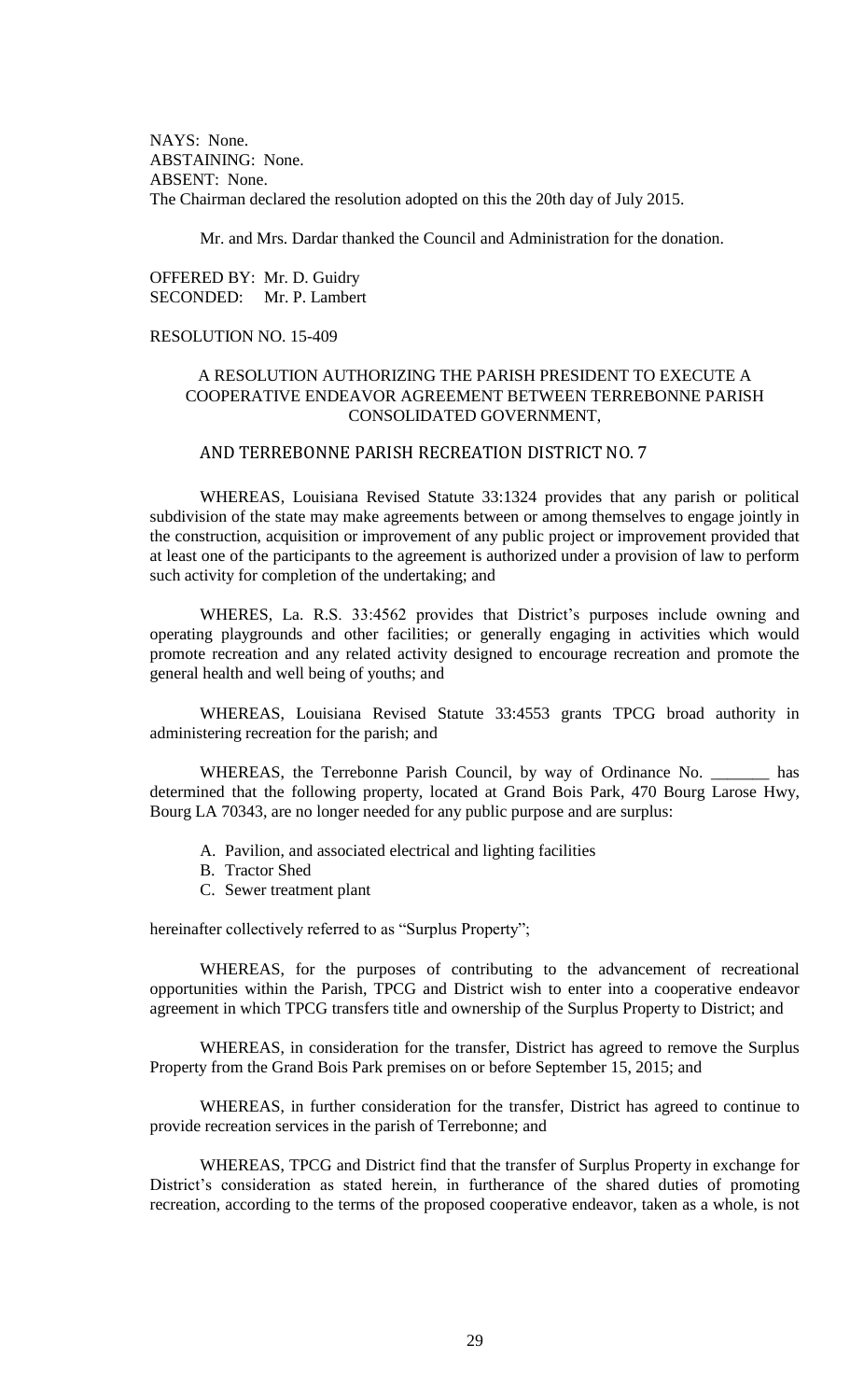NAYS: None.
ABSTAINING: None.
ABSENT: None.
The Chairman declared the resolution adopted on this the 20th day of July 2015.

Mr. and Mrs. Dardar thanked the Council and Administration for the donation.

OFFERED BY: Mr. D. Guidry
SECONDED: Mr. P. Lambert

RESOLUTION NO. 15-409

A RESOLUTION AUTHORIZING THE PARISH PRESIDENT TO EXECUTE A COOPERATIVE ENDEAVOR AGREEMENT BETWEEN TERREBONNE PARISH CONSOLIDATED GOVERNMENT,

AND TERREBONNE PARISH RECREATION DISTRICT NO. 7

WHEREAS, Louisiana Revised Statute 33:1324 provides that any parish or political subdivision of the state may make agreements between or among themselves to engage jointly in the construction, acquisition or improvement of any public project or improvement provided that at least one of the participants to the agreement is authorized under a provision of law to perform such activity for completion of the undertaking; and

WHERES, La. R.S. 33:4562 provides that District's purposes include owning and operating playgrounds and other facilities; or generally engaging in activities which would promote recreation and any related activity designed to encourage recreation and promote the general health and well being of youths; and

WHEREAS, Louisiana Revised Statute 33:4553 grants TPCG broad authority in administering recreation for the parish; and

WHEREAS, the Terrebonne Parish Council, by way of Ordinance No. _______ has determined that the following property, located at Grand Bois Park, 470 Bourg Larose Hwy, Bourg LA 70343, are no longer needed for any public purpose and are surplus:

A. Pavilion, and associated electrical and lighting facilities
B. Tractor Shed
C. Sewer treatment plant

hereinafter collectively referred to as "Surplus Property";

WHEREAS, for the purposes of contributing to the advancement of recreational opportunities within the Parish, TPCG and District wish to enter into a cooperative endeavor agreement in which TPCG transfers title and ownership of the Surplus Property to District; and

WHEREAS, in consideration for the transfer, District has agreed to remove the Surplus Property from the Grand Bois Park premises on or before September 15, 2015; and

WHEREAS, in further consideration for the transfer, District has agreed to continue to provide recreation services in the parish of Terrebonne; and

WHEREAS, TPCG and District find that the transfer of Surplus Property in exchange for District's consideration as stated herein, in furtherance of the shared duties of promoting recreation, according to the terms of the proposed cooperative endeavor, taken as a whole, is not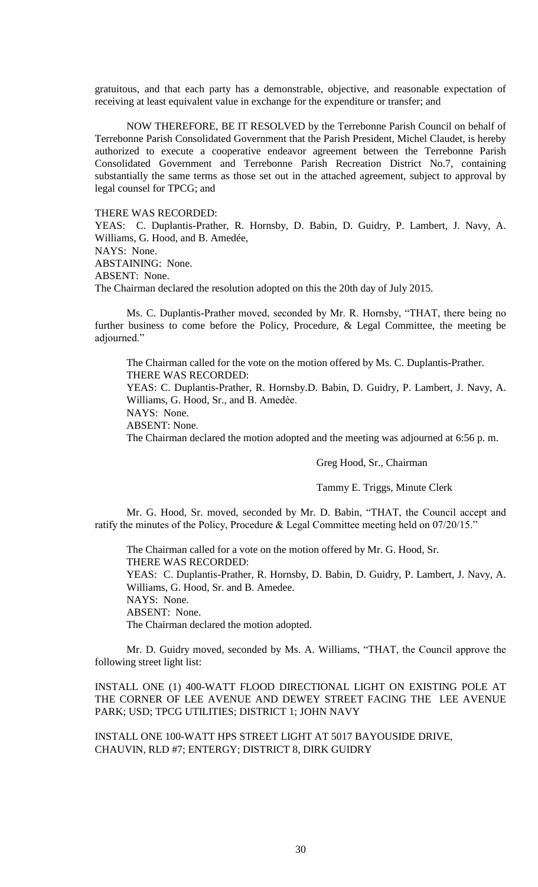gratuitous, and that each party has a demonstrable, objective, and reasonable expectation of receiving at least equivalent value in exchange for the expenditure or transfer; and

NOW THEREFORE, BE IT RESOLVED by the Terrebonne Parish Council on behalf of Terrebonne Parish Consolidated Government that the Parish President, Michel Claudet, is hereby authorized to execute a cooperative endeavor agreement between the Terrebonne Parish Consolidated Government and Terrebonne Parish Recreation District No.7, containing substantially the same terms as those set out in the attached agreement, subject to approval by legal counsel for TPCG; and

THERE WAS RECORDED:
YEAS: C. Duplantis-Prather, R. Hornsby, D. Babin, D. Guidry, P. Lambert, J. Navy, A. Williams, G. Hood, and B. Amedée,
NAYS: None.
ABSTAINING: None.
ABSENT: None.
The Chairman declared the resolution adopted on this the 20th day of July 2015.

Ms. C. Duplantis-Prather moved, seconded by Mr. R. Hornsby, "THAT, there being no further business to come before the Policy, Procedure, & Legal Committee, the meeting be adjourned."

The Chairman called for the vote on the motion offered by Ms. C. Duplantis-Prather.
THERE WAS RECORDED:
YEAS: C. Duplantis-Prather, R. Hornsby.D. Babin, D. Guidry, P. Lambert, J. Navy, A. Williams, G. Hood, Sr., and B. Amedèe.
NAYS: None.
ABSENT: None.
The Chairman declared the motion adopted and the meeting was adjourned at 6:56 p. m.

Greg Hood, Sr., Chairman

Tammy E. Triggs, Minute Clerk

Mr. G. Hood, Sr. moved, seconded by Mr. D. Babin, "THAT, the Council accept and ratify the minutes of the Policy, Procedure & Legal Committee meeting held on 07/20/15."

The Chairman called for a vote on the motion offered by Mr. G. Hood, Sr.
THERE WAS RECORDED:
YEAS: C. Duplantis-Prather, R. Hornsby, D. Babin, D. Guidry, P. Lambert, J. Navy, A. Williams, G. Hood, Sr. and B. Amedee.
NAYS: None.
ABSENT: None.
The Chairman declared the motion adopted.

Mr. D. Guidry moved, seconded by Ms. A. Williams, "THAT, the Council approve the following street light list:

INSTALL ONE (1) 400-WATT FLOOD DIRECTIONAL LIGHT ON EXISTING POLE AT THE CORNER OF LEE AVENUE AND DEWEY STREET FACING THE LEE AVENUE PARK; USD; TPCG UTILITIES; DISTRICT 1; JOHN NAVY

INSTALL ONE 100-WATT HPS STREET LIGHT AT 5017 BAYOUSIDE DRIVE, CHAUVIN, RLD #7; ENTERGY; DISTRICT 8, DIRK GUIDRY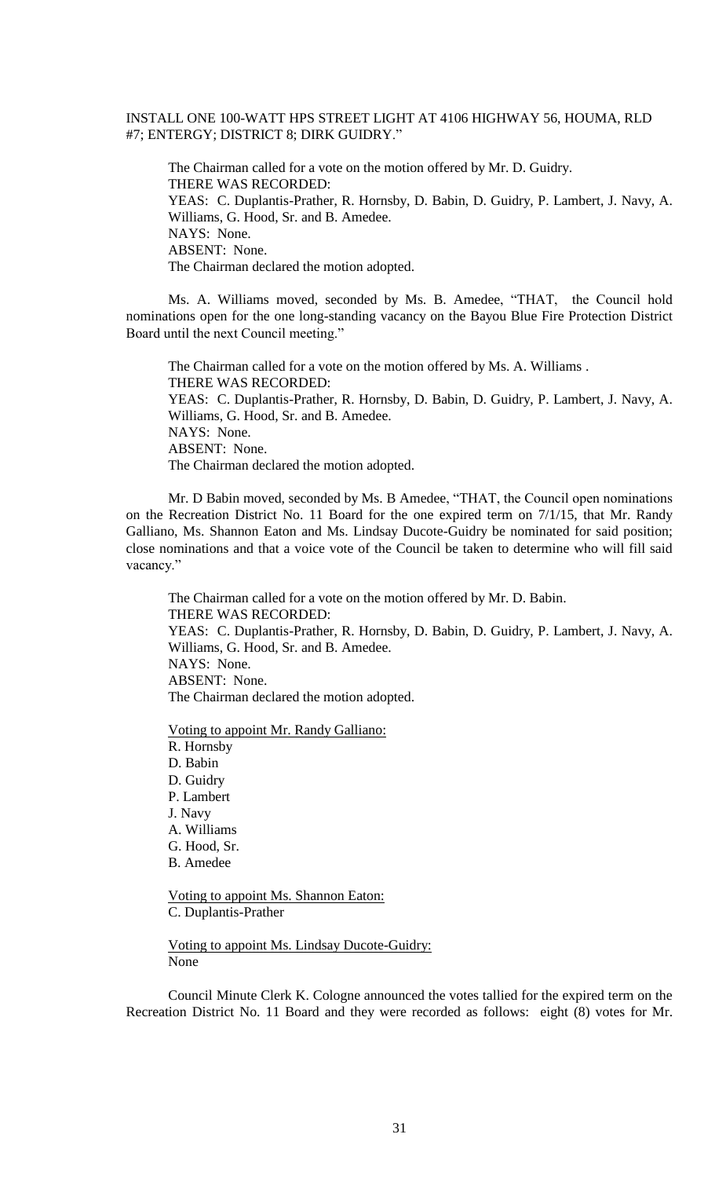INSTALL ONE 100-WATT HPS STREET LIGHT AT 4106 HIGHWAY 56, HOUMA, RLD #7; ENTERGY; DISTRICT 8; DIRK GUIDRY."

The Chairman called for a vote on the motion offered by Mr. D. Guidry.
THERE WAS RECORDED:
YEAS: C. Duplantis-Prather, R. Hornsby, D. Babin, D. Guidry, P. Lambert, J. Navy, A. Williams, G. Hood, Sr. and B. Amedee.
NAYS: None.
ABSENT: None.
The Chairman declared the motion adopted.

Ms. A. Williams moved, seconded by Ms. B. Amedee, "THAT, the Council hold nominations open for the one long-standing vacancy on the Bayou Blue Fire Protection District Board until the next Council meeting."

The Chairman called for a vote on the motion offered by Ms. A. Williams .
THERE WAS RECORDED:
YEAS: C. Duplantis-Prather, R. Hornsby, D. Babin, D. Guidry, P. Lambert, J. Navy, A. Williams, G. Hood, Sr. and B. Amedee.
NAYS: None.
ABSENT: None.
The Chairman declared the motion adopted.

Mr. D Babin moved, seconded by Ms. B Amedee, "THAT, the Council open nominations on the Recreation District No. 11 Board for the one expired term on 7/1/15, that Mr. Randy Galliano, Ms. Shannon Eaton and Ms. Lindsay Ducote-Guidry be nominated for said position; close nominations and that a voice vote of the Council be taken to determine who will fill said vacancy."

The Chairman called for a vote on the motion offered by Mr. D. Babin.
THERE WAS RECORDED:
YEAS: C. Duplantis-Prather, R. Hornsby, D. Babin, D. Guidry, P. Lambert, J. Navy, A. Williams, G. Hood, Sr. and B. Amedee.
NAYS: None.
ABSENT: None.
The Chairman declared the motion adopted.

Voting to appoint Mr. Randy Galliano:
R. Hornsby
D. Babin
D. Guidry
P. Lambert
J. Navy
A. Williams
G. Hood, Sr.
B. Amedee

Voting to appoint Ms. Shannon Eaton:
C. Duplantis-Prather

Voting to appoint Ms. Lindsay Ducote-Guidry:
None

Council Minute Clerk K. Cologne announced the votes tallied for the expired term on the Recreation District No. 11 Board and they were recorded as follows: eight (8) votes for Mr.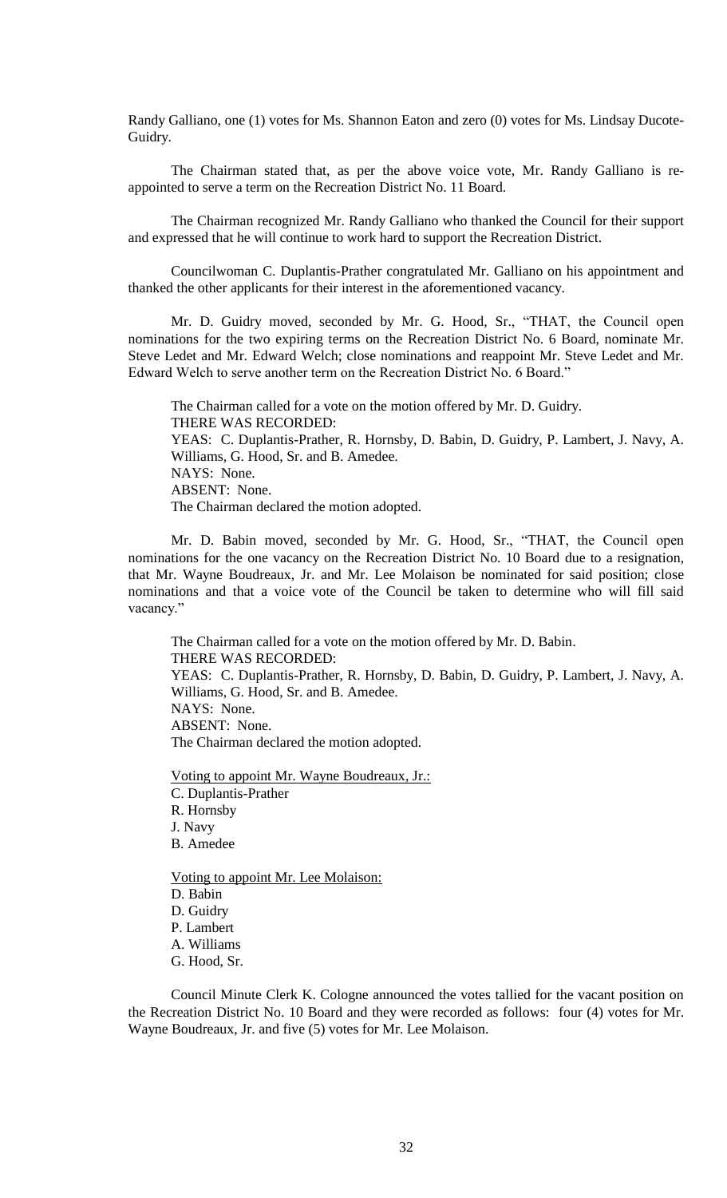Randy Galliano, one (1) votes for Ms. Shannon Eaton and zero (0) votes for Ms. Lindsay Ducote-Guidry.

The Chairman stated that, as per the above voice vote, Mr. Randy Galliano is re-appointed to serve a term on the Recreation District No. 11 Board.

The Chairman recognized Mr. Randy Galliano who thanked the Council for their support and expressed that he will continue to work hard to support the Recreation District.

Councilwoman C. Duplantis-Prather congratulated Mr. Galliano on his appointment and thanked the other applicants for their interest in the aforementioned vacancy.

Mr. D. Guidry moved, seconded by Mr. G. Hood, Sr., "THAT, the Council open nominations for the two expiring terms on the Recreation District No. 6 Board, nominate Mr. Steve Ledet and Mr. Edward Welch; close nominations and reappoint Mr. Steve Ledet and Mr. Edward Welch to serve another term on the Recreation District No. 6 Board."

The Chairman called for a vote on the motion offered by Mr. D. Guidry.
THERE WAS RECORDED:
YEAS: C. Duplantis-Prather, R. Hornsby, D. Babin, D. Guidry, P. Lambert, J. Navy, A. Williams, G. Hood, Sr. and B. Amedee.
NAYS: None.
ABSENT: None.
The Chairman declared the motion adopted.

Mr. D. Babin moved, seconded by Mr. G. Hood, Sr., "THAT, the Council open nominations for the one vacancy on the Recreation District No. 10 Board due to a resignation, that Mr. Wayne Boudreaux, Jr. and Mr. Lee Molaison be nominated for said position; close nominations and that a voice vote of the Council be taken to determine who will fill said vacancy."

The Chairman called for a vote on the motion offered by Mr. D. Babin.
THERE WAS RECORDED:
YEAS: C. Duplantis-Prather, R. Hornsby, D. Babin, D. Guidry, P. Lambert, J. Navy, A. Williams, G. Hood, Sr. and B. Amedee.
NAYS: None.
ABSENT: None.
The Chairman declared the motion adopted.

Voting to appoint Mr. Wayne Boudreaux, Jr.:
C. Duplantis-Prather
R. Hornsby
J. Navy
B. Amedee

Voting to appoint Mr. Lee Molaison:
D. Babin
D. Guidry
P. Lambert
A. Williams
G. Hood, Sr.

Council Minute Clerk K. Cologne announced the votes tallied for the vacant position on the Recreation District No. 10 Board and they were recorded as follows: four (4) votes for Mr. Wayne Boudreaux, Jr. and five (5) votes for Mr. Lee Molaison.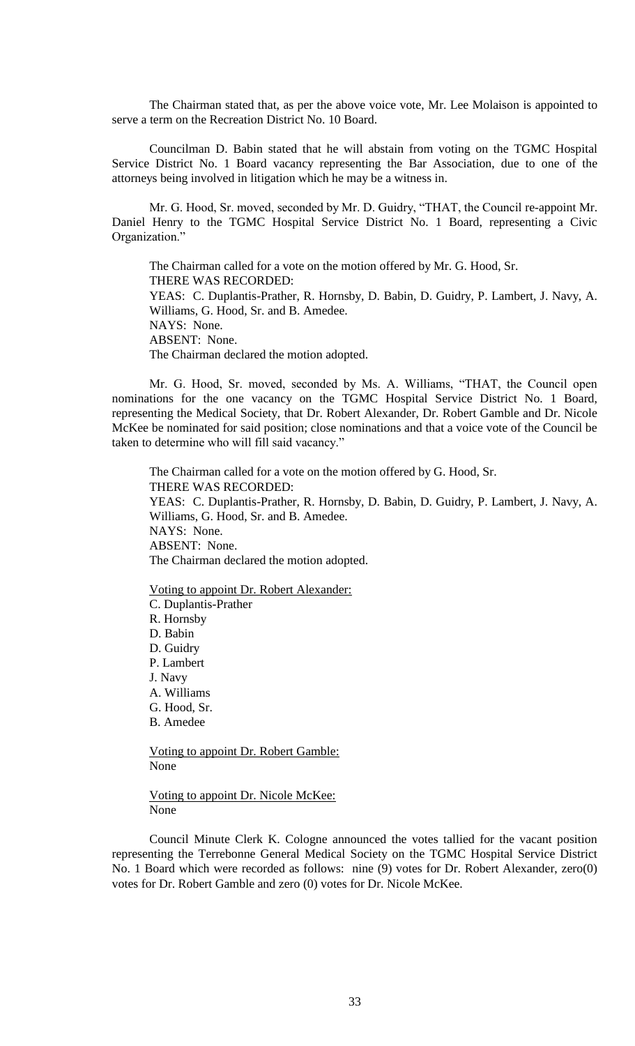The Chairman stated that, as per the above voice vote, Mr. Lee Molaison is appointed to serve a term on the Recreation District No. 10 Board.

Councilman D. Babin stated that he will abstain from voting on the TGMC Hospital Service District No. 1 Board vacancy representing the Bar Association, due to one of the attorneys being involved in litigation which he may be a witness in.

Mr. G. Hood, Sr. moved, seconded by Mr. D. Guidry, "THAT, the Council re-appoint Mr. Daniel Henry to the TGMC Hospital Service District No. 1 Board, representing a Civic Organization."

The Chairman called for a vote on the motion offered by Mr. G. Hood, Sr.
THERE WAS RECORDED:
YEAS: C. Duplantis-Prather, R. Hornsby, D. Babin, D. Guidry, P. Lambert, J. Navy, A. Williams, G. Hood, Sr. and B. Amedee.
NAYS: None.
ABSENT: None.
The Chairman declared the motion adopted.

Mr. G. Hood, Sr. moved, seconded by Ms. A. Williams, "THAT, the Council open nominations for the one vacancy on the TGMC Hospital Service District No. 1 Board, representing the Medical Society, that Dr. Robert Alexander, Dr. Robert Gamble and Dr. Nicole McKee be nominated for said position; close nominations and that a voice vote of the Council be taken to determine who will fill said vacancy."

The Chairman called for a vote on the motion offered by G. Hood, Sr.
THERE WAS RECORDED:
YEAS: C. Duplantis-Prather, R. Hornsby, D. Babin, D. Guidry, P. Lambert, J. Navy, A. Williams, G. Hood, Sr. and B. Amedee.
NAYS: None.
ABSENT: None.
The Chairman declared the motion adopted.

Voting to appoint Dr. Robert Alexander:
C. Duplantis-Prather
R. Hornsby
D. Babin
D. Guidry
P. Lambert
J. Navy
A. Williams
G. Hood, Sr.
B. Amedee

Voting to appoint Dr. Robert Gamble:
None

Voting to appoint Dr. Nicole McKee:
None

Council Minute Clerk K. Cologne announced the votes tallied for the vacant position representing the Terrebonne General Medical Society on the TGMC Hospital Service District No. 1 Board which were recorded as follows: nine (9) votes for Dr. Robert Alexander, zero(0) votes for Dr. Robert Gamble and zero (0) votes for Dr. Nicole McKee.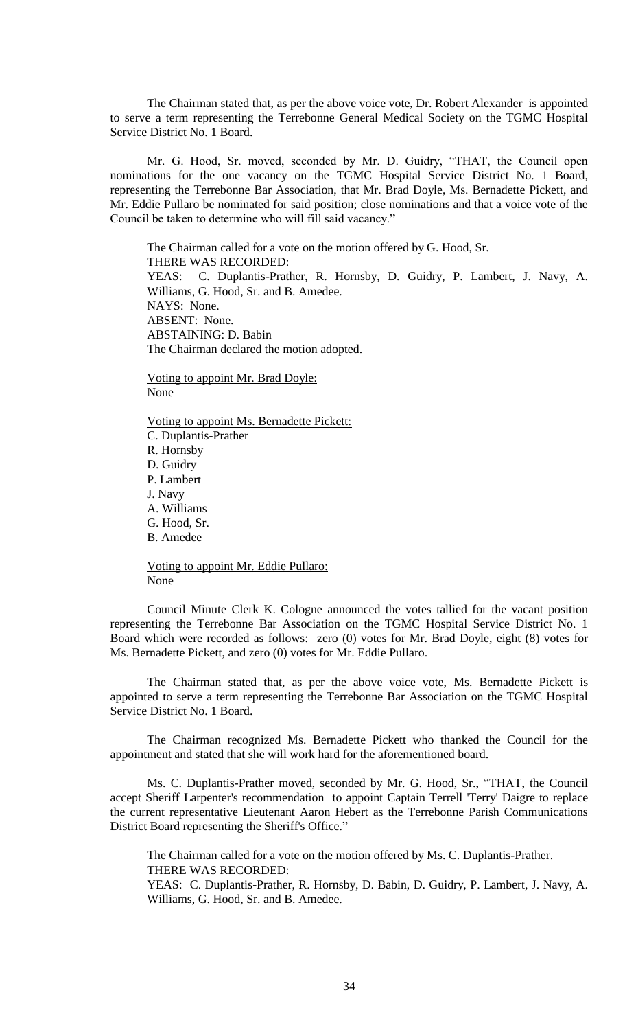The Chairman stated that, as per the above voice vote, Dr. Robert Alexander is appointed to serve a term representing the Terrebonne General Medical Society on the TGMC Hospital Service District No. 1 Board.

Mr. G. Hood, Sr. moved, seconded by Mr. D. Guidry, "THAT, the Council open nominations for the one vacancy on the TGMC Hospital Service District No. 1 Board, representing the Terrebonne Bar Association, that Mr. Brad Doyle, Ms. Bernadette Pickett, and Mr. Eddie Pullaro be nominated for said position; close nominations and that a voice vote of the Council be taken to determine who will fill said vacancy."

The Chairman called for a vote on the motion offered by G. Hood, Sr.
THERE WAS RECORDED:
YEAS: C. Duplantis-Prather, R. Hornsby, D. Guidry, P. Lambert, J. Navy, A. Williams, G. Hood, Sr. and B. Amedee.
NAYS: None.
ABSENT: None.
ABSTAINING: D. Babin
The Chairman declared the motion adopted.

Voting to appoint Mr. Brad Doyle:
None

Voting to appoint Ms. Bernadette Pickett:
C. Duplantis-Prather
R. Hornsby
D. Guidry
P. Lambert
J. Navy
A. Williams
G. Hood, Sr.
B. Amedee

Voting to appoint Mr. Eddie Pullaro:
None

Council Minute Clerk K. Cologne announced the votes tallied for the vacant position representing the Terrebonne Bar Association on the TGMC Hospital Service District No. 1 Board which were recorded as follows: zero (0) votes for Mr. Brad Doyle, eight (8) votes for Ms. Bernadette Pickett, and zero (0) votes for Mr. Eddie Pullaro.

The Chairman stated that, as per the above voice vote, Ms. Bernadette Pickett is appointed to serve a term representing the Terrebonne Bar Association on the TGMC Hospital Service District No. 1 Board.

The Chairman recognized Ms. Bernadette Pickett who thanked the Council for the appointment and stated that she will work hard for the aforementioned board.

Ms. C. Duplantis-Prather moved, seconded by Mr. G. Hood, Sr., "THAT, the Council accept Sheriff Larpenter's recommendation to appoint Captain Terrell 'Terry' Daigre to replace the current representative Lieutenant Aaron Hebert as the Terrebonne Parish Communications District Board representing the Sheriff's Office."

The Chairman called for a vote on the motion offered by Ms. C. Duplantis-Prather.
THERE WAS RECORDED:
YEAS: C. Duplantis-Prather, R. Hornsby, D. Babin, D. Guidry, P. Lambert, J. Navy, A. Williams, G. Hood, Sr. and B. Amedee.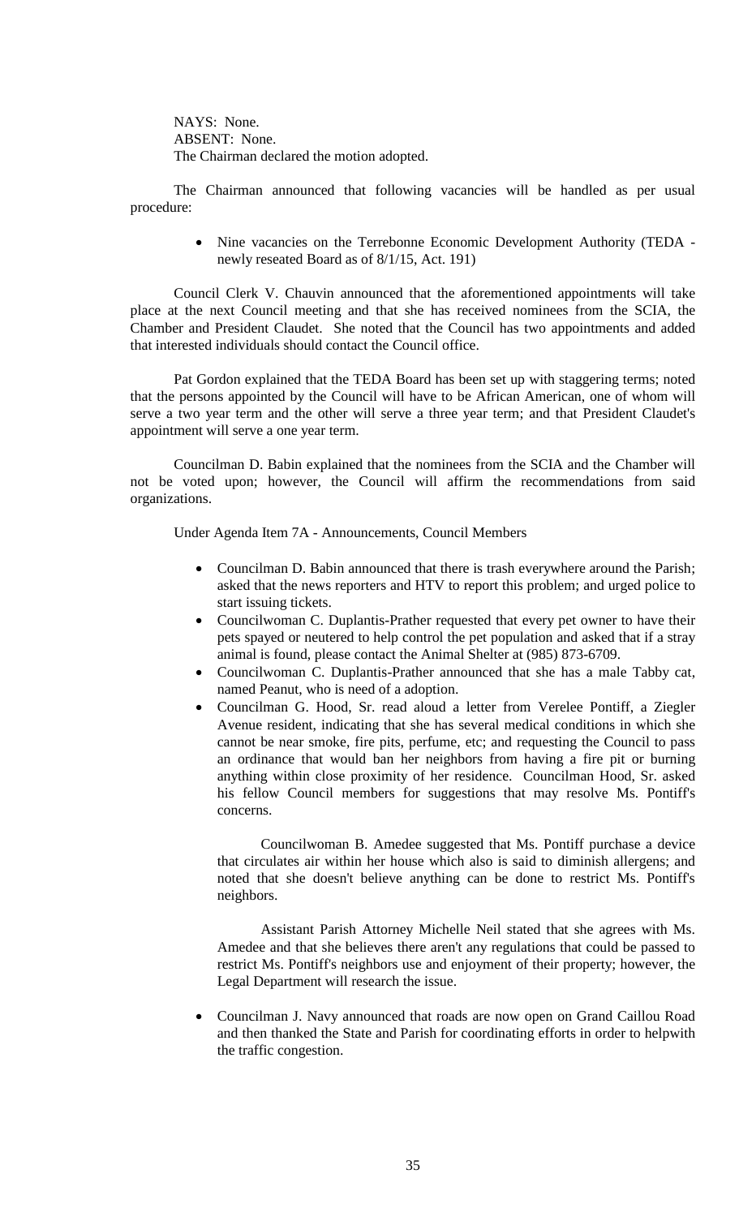NAYS: None.
ABSENT: None.
The Chairman declared the motion adopted.

The Chairman announced that following vacancies will be handled as per usual procedure:

- Nine vacancies on the Terrebonne Economic Development Authority (TEDA - newly reseated Board as of 8/1/15, Act. 191)

Council Clerk V. Chauvin announced that the aforementioned appointments will take place at the next Council meeting and that she has received nominees from the SCIA, the Chamber and President Claudet. She noted that the Council has two appointments and added that interested individuals should contact the Council office.

Pat Gordon explained that the TEDA Board has been set up with staggering terms; noted that the persons appointed by the Council will have to be African American, one of whom will serve a two year term and the other will serve a three year term; and that President Claudet's appointment will serve a one year term.

Councilman D. Babin explained that the nominees from the SCIA and the Chamber will not be voted upon; however, the Council will affirm the recommendations from said organizations.

Under Agenda Item 7A - Announcements, Council Members

- Councilman D. Babin announced that there is trash everywhere around the Parish; asked that the news reporters and HTV to report this problem; and urged police to start issuing tickets.
- Councilwoman C. Duplantis-Prather requested that every pet owner to have their pets spayed or neutered to help control the pet population and asked that if a stray animal is found, please contact the Animal Shelter at (985) 873-6709.
- Councilwoman C. Duplantis-Prather announced that she has a male Tabby cat, named Peanut, who is need of a adoption.
- Councilman G. Hood, Sr. read aloud a letter from Verelee Pontiff, a Ziegler Avenue resident, indicating that she has several medical conditions in which she cannot be near smoke, fire pits, perfume, etc; and requesting the Council to pass an ordinance that would ban her neighbors from having a fire pit or burning anything within close proximity of her residence. Councilman Hood, Sr. asked his fellow Council members for suggestions that may resolve Ms. Pontiff's concerns.

  Councilwoman B. Amedee suggested that Ms. Pontiff purchase a device that circulates air within her house which also is said to diminish allergens; and noted that she doesn't believe anything can be done to restrict Ms. Pontiff's neighbors.

  Assistant Parish Attorney Michelle Neil stated that she agrees with Ms. Amedee and that she believes there aren't any regulations that could be passed to restrict Ms. Pontiff's neighbors use and enjoyment of their property; however, the Legal Department will research the issue.

- Councilman J. Navy announced that roads are now open on Grand Caillou Road and then thanked the State and Parish for coordinating efforts in order to helpwith the traffic congestion.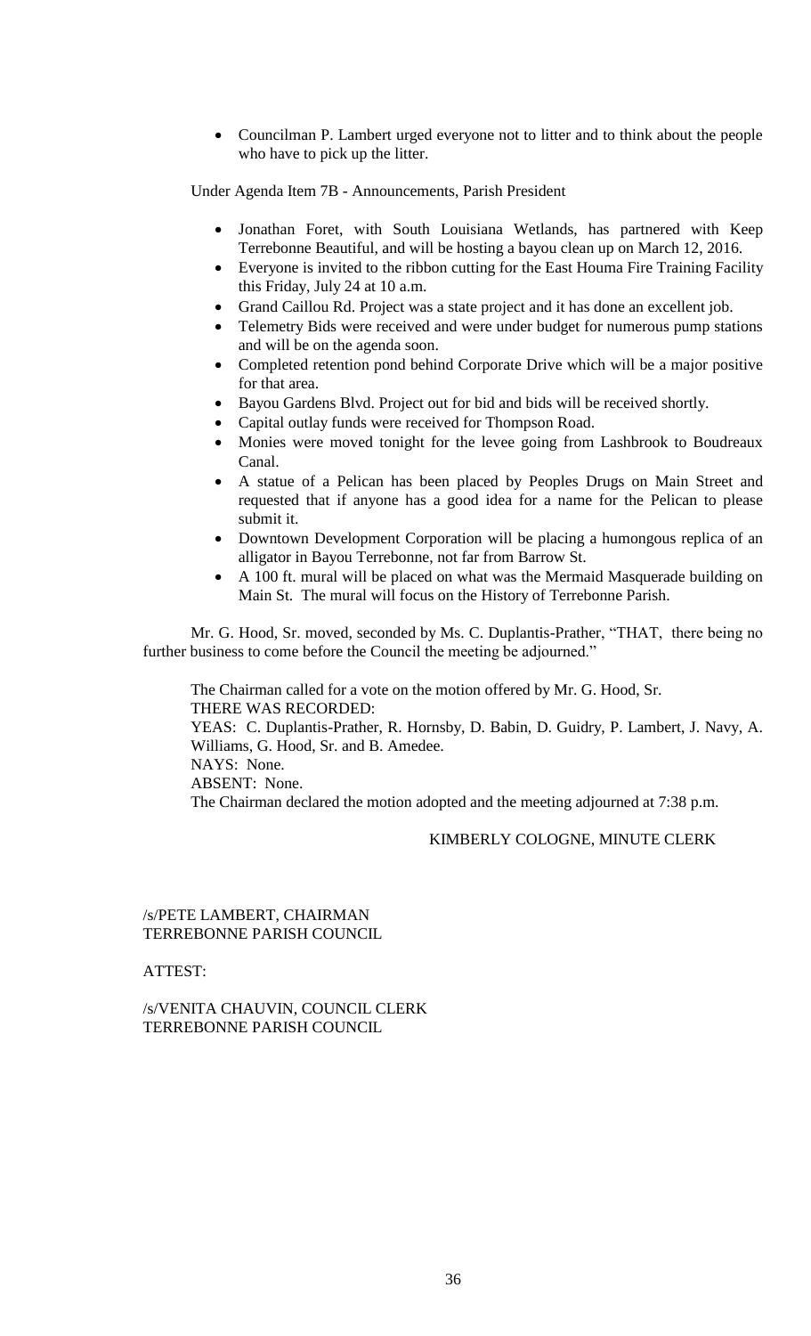- Councilman P. Lambert urged everyone not to litter and to think about the people who have to pick up the litter.

Under Agenda Item 7B - Announcements, Parish President

- Jonathan Foret, with South Louisiana Wetlands, has partnered with Keep Terrebonne Beautiful, and will be hosting a bayou clean up on March 12, 2016.
- Everyone is invited to the ribbon cutting for the East Houma Fire Training Facility this Friday, July 24 at 10 a.m.
- Grand Caillou Rd. Project was a state project and it has done an excellent job.
- Telemetry Bids were received and were under budget for numerous pump stations and will be on the agenda soon.
- Completed retention pond behind Corporate Drive which will be a major positive for that area.
- Bayou Gardens Blvd. Project out for bid and bids will be received shortly.
- Capital outlay funds were received for Thompson Road.
- Monies were moved tonight for the levee going from Lashbrook to Boudreaux Canal.
- A statue of a Pelican has been placed by Peoples Drugs on Main Street and requested that if anyone has a good idea for a name for the Pelican to please submit it.
- Downtown Development Corporation will be placing a humongous replica of an alligator in Bayou Terrebonne, not far from Barrow St.
- A 100 ft. mural will be placed on what was the Mermaid Masquerade building on Main St. The mural will focus on the History of Terrebonne Parish.

Mr. G. Hood, Sr. moved, seconded by Ms. C. Duplantis-Prather, "THAT, there being no further business to come before the Council the meeting be adjourned."

The Chairman called for a vote on the motion offered by Mr. G. Hood, Sr.
THERE WAS RECORDED:
YEAS: C. Duplantis-Prather, R. Hornsby, D. Babin, D. Guidry, P. Lambert, J. Navy, A. Williams, G. Hood, Sr. and B. Amedee.
NAYS: None.
ABSENT: None.
The Chairman declared the motion adopted and the meeting adjourned at 7:38 p.m.

KIMBERLY COLOGNE, MINUTE CLERK

/s/PETE LAMBERT, CHAIRMAN
TERREBONNE PARISH COUNCIL

ATTEST:

/s/VENITA CHAUVIN, COUNCIL CLERK
TERREBONNE PARISH COUNCIL